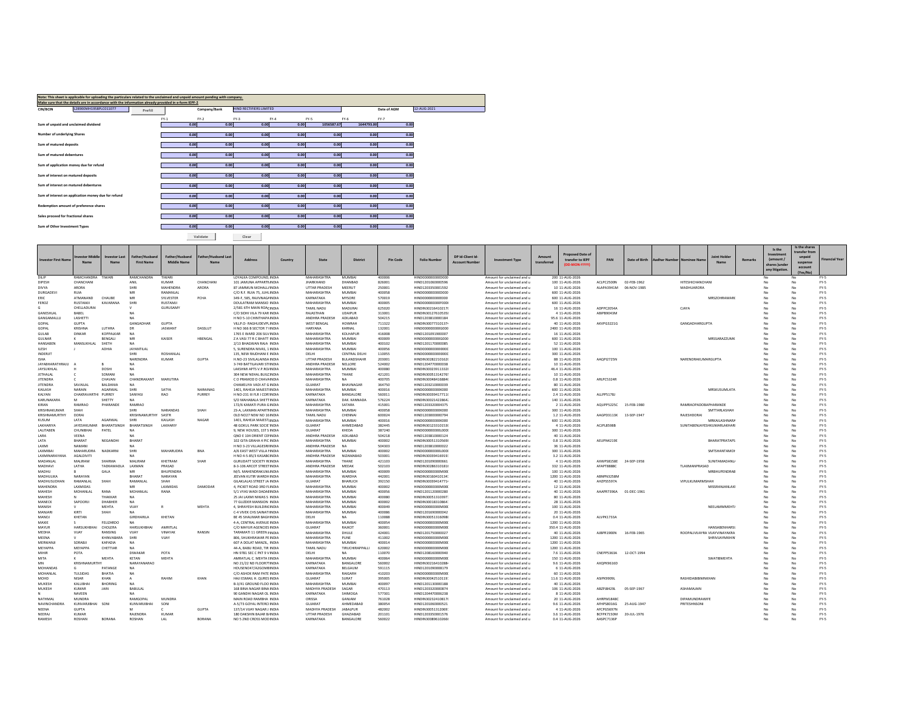**Note: This sheet is applicable for uploading the particulars related to the unclaimed and unpaid amount pending with company.**

**Make sure that the details are in accordance with the information already provided in e-form IEPF-2**

| CIN/BCIN | L28900MH1958PLC011077 | Prefill | Company/Bank | HIND RECTIFIERS LIMITED | Date of AGM | 12-AUG-2021 |
|---|---|---|---|---|---|---|

| | FY-1 | FY-2 | FY-3 | FY-4 | FY-5 | FY-6 | FY-7 |
|---|---|---|---|---|---|---|---|
| Sum of unpaid and unclaimed dividend | 0.00 | 0.00 | 0.00 | 0.00 | 1056587.67 | 1644793.00 | 0.00 |
| Number of underlying Shares | 0.00 | 0.00 | 0.00 | 0.00 | 0.00 | 0.00 | 0.00 |
| Sum of matured deposits | 0.00 | 0.00 | 0.00 | 0.00 | 0.00 | 0.00 | 0.00 |
| Sum of matured debentures | 0.00 | 0.00 | 0.00 | 0.00 | 0.00 | 0.00 | 0.00 |
| Sum of application money due for refund | 0.00 | 0.00 | 0.00 | 0.00 | 0.00 | 0.00 | 0.00 |
| Sum of interest on matured deposits | 0.00 | 0.00 | 0.00 | 0.00 | 0.00 | 0.00 | 0.00 |
| Sum of interest on matured debentures | 0.00 | 0.00 | 0.00 | 0.00 | 0.00 | 0.00 | 0.00 |
| Sum of interest on application money due for refund | 0.00 | 0.00 | 0.00 | 0.00 | 0.00 | 0.00 | 0.00 |
| Redemption amount of preference shares | 0.00 | 0.00 | 0.00 | 0.00 | 0.00 | 0.00 | 0.00 |
| Sales proceed for fractional shares | 0.00 | 0.00 | 0.00 | 0.00 | 0.00 | 0.00 | 0.00 |
| Sum of Other Investment Types | 0.00 | 0.00 | 0.00 | 0.00 | 0.00 | 0.00 | 0.00 |

Validate | Clear

| Investor First Name | Investor Middle Name | Investor Last Name | Father/Husband First Name | Father/Husband Middle Name | Father/Husband Last Name | Address | Country | State | District | Pin Code | Folio Number | DP Id-Client Id-Account Number | Investment Type | Amount transferred | Proposed Date of transfer to IEPF (DD-MON-YYYY) | PAN | Date of Birth | Aadhar Number | Nominee Name | Joint Holder Name | Remarks | Is the Investment (amount / shares )under any litigation. | Is the shares transfer from unpaid suspense account (Yes/No) | Financial Year |
|---|---|---|---|---|---|---|---|---|---|---|---|---|---|---|---|---|---|---|---|---|---|---|---|---|
| DILIP | RAMCHANDRA | TIWARI | RAMCHANDRA | TIWARI | | LOYALKA COMPOUND, INDIA | | MAHARASHTRA | MUMBAI | 400006 | HIND0000000000D000 | | Amount for unclaimed and u | 200 | 11-AUG-2026 | | | | | | | No | No | FY-5 |
| DIPESH | CHANCHANI | | ANIL | KUMAR | CHANCHANI | 101 JAMUNA APPARTM INDIA | | JHARKHAND | DHANBAD | 826001 | HIND1201060000596 | | Amount for unclaimed and u | 100 | 11-AUG-2026 | ACLPC2500N | 02-FEB-1962 | | HITESHICHANCHANI | | | No | No | FY-5 |
| DIVYA | ARORA | | SHRI | MAHENDRA | ARORA | 87 JAMMUN MOHALL/ INDIA | | UTTAR PRADESH | MEERUT | 250001 | HIND1203350001592 | | Amount for unclaimed and u | 10 | 11-AUG-2026 | ALAPA3941M | 06-NOV-1985 | | MADHUARORA | | | No | No | FY-5 |
| DURGADEVI | RUIA | | MR | RAMANLAL | | C/O R.F. RUIA 75, JUHL INDIA | | MAHARASHTRA | MUMBAI | 400058 | HIND0000000000D000 | | Amount for unclaimed and u | 600 | 11-AUG-2026 | | | | | | | No | No | FY-5 |
| ERIC | ATMANAND | CHAUBE | MR | SYLVESTER | PCHA | 349-F, 585, RAJIVNAGA INDIA | | KARNATAKA | MYSORE | 570019 | HIND0000000000E000 | | Amount for unclaimed and u | 600 | 11-AUG-2026 | | | | | MRSZOHRAMARK | | No | No | FY-5 |
| FEROZ | RUSTAMJI | KAVARANA | SHRI | RUSTAMJI | | DOULATRAM MANSIO INDIA | | MAHARASHTRA | MUMBAI | 400005 | HIND0000000000F000 | | Amount for unclaimed and u | 600 | 11-AUG-2026 | | | | | | | No | No | FY-5 |
| G | CHELLADURAI | | V | GURUSAMY | | 2/581 6TH MAIN ROAD INDIA | | TAMIL NADU | MADURAI | 625020 | HIND IN30216410217 | | Amount for unclaimed and u | 16 | 11-AUG-2026 | ADPPC2054A | | | CJAYA | | | No | No | FY-5 |
| GANESHLAL | BABEL | | NA | | | C/O SIDHI VILA 79 KAR INDIA | | RAJASTHAN | UDAIPUR | 313001 | HIND IN30127610535 | | Amount for unclaimed and u | 4 | 11-AUG-2026 | ABIPB6043M | | | | | | No | No | FY-5 |
| GANGAMALLU | LASHETTI | | NA | | | H NO 5-10 CHINTHAPA INDIA | | ANDHRA PRADESH | ADILABAD | 504215 | HIND1203810000184 | | Amount for unclaimed and u | 95.6 | 11-AUG-2026 | | | | | | | No | No | FY-5 |
| GOPAL | GUPTA | | GANGADHAR | GUPTA | | VILLP.O- RAGHUDEVPU INDIA | | WEST BENGAL | HOWRAH | 711322 | HIND IN30077310137 | | Amount for unclaimed and u | 40 | 11-AUG-2026 | AKVPG3221G | | | GANGADHARGUPTA | | | No | No | FY-5 |
| GOPAL | KRISHNA | LUTHRA | DR | JASWANT | DASSLUT | H NO 366 8 SECTOR 7 INDIA | | HARYANA | KARNAL | 132001 | HIND0000000000G000 | | Amount for unclaimed and u | 2400 | 11-AUG-2026 | | | | | | | No | No | FY-5 |
| GULAB | DINKAR | KOPPALKAR | NA | | | 1765 E WARD 206 SILV INDIA | | MAHARASHTRA | KOLHAPUR | 416008 | HIND1201091900007 | | Amount for unclaimed and u | 16 | 11-AUG-2026 | | | | | | | No | No | FY-5 |
| GULNAR | K | BENGALI | MR | KAISER | HBENGAL | Z A VASI 77 R C BHATT INDIA | | MAHARASHTRA | MUMBAI | 400009 | HIND0000000000G000 | | Amount for unclaimed and u | 600 | 11-AUG-2026 | | | | | MRSSARAZZUMK | | No | No | FY-5 |
| HANSABEN | MANSUKHLAL | SHETH | NA | | | 2/13 BHAGWAN RAJA INDIA | | MAHARASHTRA | MUMBAI | 400102 | HIND1201170000085 | | Amount for unclaimed and u | 52 | 11-AUG-2026 | | | | | | | No | No | FY-5 |
| ILESH | J | ADHIA | JAYANTILAL | | | 5, SURENDRA NIVAS, 1 INDIA | | MAHARASHTRA | MUMBAI | 400056 | HIND0000000000I000 | | Amount for unclaimed and u | 100 | 11-AUG-2026 | | | | | | | No | No | FY-5 |
| INDERJIT | | | SHRI | ROSHANLAL | | 135, NEW RAJDHANI E INDIA | | DELHI | CENTRAL DELHI | 110055 | HIND0000000000I000 | | Amount for unclaimed and u | 300 | 11-AUG-2026 | | | | | | | No | No | FY-5 |
| ISHA | | | NARENDRA | KUMAR | GUPTA | H.NO-23 SIVILALAINSA INDIA | | UTTAR PRADESH | BULANDSHAHR | 203001 | HIND IN30282210162 | | Amount for unclaimed and u | 88 | 11-AUG-2026 | AAQPI2725N | | | NARENDRAKUMARGUPTA | | | No | No | FY-5 |
| JAYABHARATHRAJU | A | B | NA | | | 3-749 BATTILAVARI STI INDIA | | ANDHRA PRADESH | NELLORE | 524002 | HIND1204770000038 | | Amount for unclaimed and u | 10 | 11-AUG-2026 | | | | | | | No | No | FY-5 |
| JAYSUKHLAL | H | DOSHI | NA | | | LAKSHMI APTS V.P.RO/ INDIA | | MAHARASHTRA | MUMBAI | 400080 | HIND IN30023911332 | | Amount for unclaimed and u | 46.4 | 11-AUG-2026 | | | | | | | No | No | FY-5 |
| JETHALAL | C | SOMANI | NA | | | 304 NEW NEHAL BUILC INDIA | | MAHARASHTRA | THANE | 421201 | HIND IN30051314276 | | Amount for unclaimed and u | 10 | 11-AUG-2026 | | | | | | | No | No | FY-5 |
| JITENDRA | C | CHAVAN | CHANDRAKANT | MARUTIRA | | C O PRAMOD D CHAVAN INDIA | | MAHARASHTRA | NA | 400705 | HIND IN30048416884 | | Amount for unclaimed and u | 0.8 | 11-AUG-2026 | ARLPC5324R | | | | | | No | No | FY-5 |
| JITENDRA | SAVAILAL | BALDANIA | NA | | | CHAMELIYA VADI AT G INDIA | | GUJARAT | BHAVNAGAR | 364750 | HIND1203210000039 | | Amount for unclaimed and u | 80 | 11-AUG-2026 | | | | | | | No | No | FY-5 |
| KAILASH | NARAIN | AGARWAL | SHRI | SATYA | NARAINAG | 1401, RAHEJA MAJEST INDIA | | MAHARASHTRA | MUMBAI | 400016 | HIND0000000000K000 | | Amount for unclaimed and u | 600 | 11-AUG-2026 | | | | | MRSKUSUMLATA | | No | No | FY-5 |
| KALYAN | CHAKRAVARTHI | PURREY | SANYASI | RAO | PURREY | H NO-231 III FLR I CORS INDIA | | KARNATAKA | BANGALORE | 560011 | HIND IN30039417711 | | Amount for unclaimed and u | 2.4 | 11-AUG-2026 | ALLPP5178J | | | | | | No | No | FY-5 |
| KARUNAKARA | M | SHETTY | NA | | | S/O MAHABALA SHETT INDIA | | KARNATAKA | DAK. KANNADA | 576224 | HIND IN30021422864 | | Amount for unclaimed and u | 140 | 11-AUG-2026 | | | | | | | No | No | FY-5 |
| KIRAN | RAMRAO | PHARANDE | RAMRAO | | | 72/6 KAMATI PURA G INDIA | | MAHARASHTRA | SATARA | 415001 | HIND1203320004375 | | Amount for unclaimed and u | 2 | 11-AUG-2026 | AQUPP5225C | 15-FEB-1980 | | RAMRAOPADOBAPHARANDE | | | No | No | FY-5 |
| KRISHNAKUMAR | SHAH | | SHRI | NARANDAS | SHAH | 23-A, LAXMAN APARTM INDIA | | MAHARASHTRA | MUMBAI | 400058 | HIND0000000000K000 | | Amount for unclaimed and u | 300 | 11-AUG-2026 | | | | | SMTTARLASHAH | | No | No | FY-5 |
| KRISHNAMURTHY | DORAI | | KRISHNAMURTHY | SASTR | | OLD NO27 NEW NO 16 INDIA | | TAMIL NADU | CHENNAI | 600024 | HIND1203000000794 | | Amount for unclaimed and u | 1.2 | 11-AUG-2026 | AAGPD3113K | 13-SEP-1947 | | RAJESHDORAI | | | No | No | FY-5 |
| KUSUM | LATA | AGARWAL | SHRI | KAILASH | NAGAR | 1401, RAHEJA MAJEST INDIA | | MAHARASHTRA | MUMBAI | 400016 | HIND0000000000K000 | | Amount for unclaimed and u | 600 | 11-AUG-2026 | | | | | MRKAILASHNARA | | No | No | FY-5 |
| LAKHARIYA | JAYESHKUMAR | BHARATSINGH | BHARATSINGH | LAKHARIY | | 48 GOKUL PARK SOCIE INDIA | | GUJARAT | AHMEDABAD | 382445 | HIND IN30123310153 | | Amount for unclaimed and u | 4 | 11-AUG-2026 | ACJPL8598B | | | SUNITABENJAYESHKUMARLAKHARI | | | No | No | FY-5 |
| LALITABEN | CHUNIBHAI | PATEL | NA | | | 9, NEW HOUSES, 1ST S INDIA | | GUJARAT | KHEDA | 387240 | HIND0000000000L000 | | Amount for unclaimed and u | 300 | 11-AUG-2026 | | | | | | | No | No | FY-5 |
| LARA | VEENA | | NA | | | QNO E 104 ORIENT CEI INDIA | | ANDHRA PRADESH | ADILABAD | 504218 | HIND1203810000124 | | Amount for unclaimed and u | 40 | 11-AUG-2026 | | | | | | | No | No | FY-5 |
| LATA | BHARAT | NEGANDHI | BHARAT | | | 102 GITA GRAHA 4 PIC INDIA | | MAHARASHTRA | MUMBAI | 400002 | HIND IN30051310569 | | Amount for unclaimed and u | 0.8 | 11-AUG-2026 | AEUPN4219E | | | | BHARATPRATAPS | | No | No | FY-5 |
| LAXMI | NAMANI | | NA | | | H NO 3-23 VILLAGESRI INDIA | | ANDHRA PRADESH | NA | 504303 | HIND1203810000022 | | Amount for unclaimed and u | 36 | 11-AUG-2026 | | | | | | | No | No | FY-5 |
| LAXMIBAI | MAHARUDRA | NADKARNI | SHRI | MAHARUDRA | BNA | A/6 EAST WEST VILLA INDIA | | MAHARASHTRA | MUMBAI | 400002 | HIND0000000000L000 | | Amount for unclaimed and u | 300 | 11-AUG-2026 | | | | | SMTSHANTAMOH | | No | No | FY-5 |
| LAXMINARAYANA | AGALDIVITI | | NA | | | H NO 4-5-85/3 KASABC INDIA | | ANDHRA PRADESH | NIZAMABAD | 503001 | HIND IN30039416919 | | Amount for unclaimed and u | 3.2 | 11-AUG-2026 | | | | | | | No | No | FY-5 |
| MADANLAL | MALIRAM | SHARMA | MALIRAM | KHETRAM | SHAR | GURUDATT SOCIETY R( INDIA | | MAHARASHTRA | THANE | 421103 | HIND1201090000661 | | Amount for unclaimed and u | 4 | 11-AUG-2026 | AXWPS8158E | 24-SEP-1958 | | | SUNITAMADANL/ | | No | No | FY-5 |
| MADHAVI | LATHA | TADKAMADLA | LAXMAN | PRASAD | | 8-3-106 ARCOT STREET INDIA | | ANDHRA PRADESH | MEDAK | 502103 | HIND IN30286310181 | | Amount for unclaimed and u | 332 | 11-AUG-2026 | AFAPT8888C | | | TLAXMANPRASAD | | | No | No | FY-5 |
| MADHU | B | GALA | MR | BHUPENDRA | | M/S. MAHENDRAKUM/ INDIA | | MAHARASHTRA | MUMBAI | 400009 | HIND0000000000M000 | | Amount for unclaimed and u | 100 | 11-AUG-2026 | | | | | MRBHUPENDRAB | | No | No | FY-5 |
| MADHULIKA | NARAYAN | | BHARAT | NARAYAN | | JEEVAN KUTIR WARDH INDIA | | MAHARASHTRA | WARDHA | 442001 | HIND IN30160410134 | | Amount for unclaimed and u | 1200 | 11-AUG-2026 | ABNPN3258M | | | | | | No | No | FY-5 |
| MADHUSUDHAN | RAMANLAL | SHAH | RAMANLAL | SHAH | | GILAKLALAS STREET JA INDIA | | GUJARAT | BHARUCH | 392150 | HIND IN30039414771 | | Amount for unclaimed and u | 40 | 11-AUG-2026 | AHZPS5597A | | | VIPULKUMARMSHAH | | | No | No | FY-5 |
| MAHENDRA | LAXMIDAS | | MR | LAXMIDAS | DAMODAR | 4, PICKET ROAD 3RD FL INDIA | | MAHARASHTRA | MUMBAI | 400002 | HIND0000000000M000 | | Amount for unclaimed and u | 12 | 11-AUG-2026 | | | | | MISSRANJANLAXI | | No | No | FY-5 |
| MAHESH | MOHANLAL | RANA | MOHANLAL | RANA | | 5/1 VYAS WADI DADAR INDIA | | MAHARASHTRA | MUMBAI | 400056 | HIND1201120000280 | | Amount for unclaimed and u | 40 | 11-AUG-2026 | AAAPR7396A | 01-DEC-1961 | | | | | No | No | FY-5 |
| MAHESH | N | THAKKAR | NA | | | 25 JAI LAXMI NIWAS S INDIA | | MAHARASHTRA | MUMBAI | 400080 | HIND IN30051310397 | | Amount for unclaimed and u | 80 | 11-AUG-2026 | | | | | | | No | No | FY-5 |
| MANECK | SAPOORJI | DHABHER | NA | | | 77 GUZDER MANSION INDIA | | MAHARASHTRA | MUMBAI | 400002 | HIND IN30018310864 | | Amount for unclaimed and u | 28 | 11-AUG-2026 | | | | | | | No | No | FY-5 |
| MANISH | V | MEHTA | VIJAY | R | MEHTA | 4, SHRAYESH BUILDINC INDIA | | MAHARASHTRA | MUMBAI | 400049 | HIND0000000000M000 | | Amount for unclaimed and u | 100 | 11-AUG-2026 | | | | | NEELAMMMEHT/ | | No | No | FY-5 |
| MANJARI | KIRTI | SHAH | NA | | | C-4 VIVEK CHS SAINATI INDIA | | MAHARASHTRA | MUMBAI | 400086 | HIND1201690000042 | | Amount for unclaimed and u | 20 | 11-AUG-2026 | | | | | | | No | No | FY-5 |
| MANOJ | KHETAN | | GIRDHARILA | KHETAN | | BE 45 SHALIMAR BAGH INDIA | | DELHI | NA | 110088 | HIND IN30051316098 | | Amount for unclaimed and u | 0.4 | 11-AUG-2026 | ALVPK1733A | | | | | | No | No | FY-5 |
| MAXIE | S | FELIZARDO | NA | | | 4-A, CENTRAL AVENUE INDIA | | MAHARASHTRA | MUMBAI | 400054 | HIND0000000000M000 | | Amount for unclaimed and u | 1200 | 11-AUG-2026 | | | | | | | No | No | FY-5 |
| MAYUR | HARSUKHBHAI | CHOLERA | HARSUKHBHAI | AMRITLAL | | C/O MAYUR AGENCIES INDIA | | GUJARAT | RAJKOT | 360001 | HIND0000000000M000 | | Amount for unclaimed and u | 350.4 | 11-AUG-2026 | | | | | HANSABENHARS | | No | No | FY-5 |
| MEDHA | VIJAY | RANSING | VIJAY | VINAYAK | RANSIN | TARAMATI 11 GREEN P INDIA | | MAHARASHTRA | DHULE | 424001 | HIND1201750000027 | | Amount for unclaimed and u | 40 | 11-AUG-2026 | AJBPR1900N | 16-FEB-1965 | | ROOPALIVIJAYRA VIJAYVINAYAKRA | | | No | No | FY-5 |
| MEENA | V | KHINVABARA | SHRI | VIJAY | | 806, SHUKHRAWAR PE INDIA | | MAHARASHTRA | PUNE | 411002 | HIND0000000000M000 | | Amount for unclaimed and u | 1200 | 11-AUG-2026 | | | | | SHRIVIJAYMKHIN | | No | No | FY-5 |
| MERWANJI | SORABJI | KAPADIA | NA | | | 607 A DOLAT MANZIL, INDIA | | MAHARASHTRA | MUMBAI | 400014 | HIND0000000000M000 | | Amount for unclaimed and u | 1200 | 11-AUG-2026 | | | | | | | No | No | FY-5 |
| MEYAPPA | MEYAPPA | CHETTIAR | NA | | | 44-A, BABU ROAD, TIR INDIA | | TAMIL NADU | TIRUCHIRAPPALLI | 620002 | HIND0000000000M000 | | Amount for unclaimed and u | 1200 | 11-AUG-2026 | | | | | | | No | No | FY-5 |
| MIHIR | POTA | | DIWAKAR | POTA | | HN 9781 SEC C PKT 9 V INDIA | | DELHI | NA | 110070 | HIND1208160000940 | | Amount for unclaimed and u | 7.6 | 11-AUG-2026 | CNEPP5363A | 12-OCT-1994 | | | | | No | No | FY-5 |
| MITA | K | MEHTA | KETAN | MEHTA | | AMRATLAL C. MEHTA E INDIA | | MAHARASHTRA | MUMBAI | 400064 | HIND0000000000M000 | | Amount for unclaimed and u | 150 | 11-AUG-2026 | | | | | SWATIBMEHTA | | No | No | FY-5 |
| MN | KRISHNAMURTHY | | NARAYANARAO | | | NO 21/22 ND FLOOR7T INDIA | | KARNATAKA | BANGALORE | 560002 | HIND IN30216410288 | | Amount for unclaimed and u | 9.6 | 11-AUG-2026 | AXDPK9616D | | | | | | No | No | FY-5 |
| MOHANDAS | G | PATANGE | NA | | | HOUSENO47/A2GOMBI INDIA | | KARNATAKA | BELGAUM | 591115 | HIND1201090000179 | | Amount for unclaimed and u | 6 | 11-AUG-2026 | | | | | | | No | No | FY-5 |
| MOHANLAL | TULSIDAS | BHATIA | NA | | | C/O ASHOK RAM PATE INDIA | | MAHARASHTRA | RAIGARH | 410203 | HIND0000000000M000 | | Amount for unclaimed and u | 60 | 11-AUG-2026 | | | | | | | No | No | FY-5 |
| MOHD | NISAR | KHAN | A | RAHIM | KHAN | HAJI ESMAIL R. QURES INDIA | | GUJARAT | SURAT | 395005 | HIND IN30042510119 | | Amount for unclaimed and u | 11.6 | 11-AUG-2026 | ASIPK9909L | | | RASHIDABIBIMNKHAN | | | No | No | FY-5 |
| MUKESH | KALUBHAI | BHORING | NA | | | B-3/41 GROUND FLOO INDIA | | MAHARASHTRA | MUMBAI | 400097 | HIND1201130000188 | | Amount for unclaimed and u | 40 | 11-AUG-2026 | | | | | | | No | No | FY-5 |
| MUKESH | KUMAR | JAIN | BABULAL | | | 168 BINA NAGAR BINA INDIA | | MADHYA PRADESH | SAGAR | 470113 | HIND1203320000874 | | Amount for unclaimed and u | 106 | 11-AUG-2026 | ABZPJ8429L | 05-SEP-1967 | | ASHAMAJAIN | | | No | No | FY-5 |
| N | NAVEEN | | NA | | | 90 GANDHI NAGAR OL INDIA | | KARNATAKA | SHIMOGA | 577301 | HIND1204470006238 | | Amount for unclaimed and u | 8 | 11-AUG-2026 | | | | | | | No | No | FY-5 |
| NATHMAL | MUNDRA | | RAMGOPAL | MUNDRA | | MAIN ROAD RAMBHA INDIA | | ORISSA | GANJAM | 761028 | HIND IN30232410817 | | Amount for unclaimed and u | 20 | 11-AUG-2026 | AHRPM1848C | | | DIPAMUNDRAWIFE | | | No | No | FY-5 |
| NAVINCHANDRA | KUNVARJIBHAI | SONI | KUNVARJIBHAI | SONI | | A-5/73 GOYAL INTERCI INDIA | | GUJARAT | AHMEDABAD | 380054 | HIND1201060000521 | | Amount for unclaimed and u | 9.6 | 11-AUG-2026 | AFHPS8016G | 25-AUG-1947 | | PRITESHNSONI | | | No | No | FY-5 |
| NEENA | GUPTA | | M | C | GUPTA | 137/14 VIJAY NAGAR I INDIA | | MADHYA PRADESH | JABALPUR | 482002 | HIND IN30051312669 | | Amount for unclaimed and u | 4 | 11-AUG-2026 | AFCPG5697N | | | | | | No | No | FY-5 |
| NEERAJ | KUMAR | | RAJENDRA | KUMAR | | 180 DAKSHIN BAJAR B INDIA | | UTTAR PRADESH | GHAZIABAD | 201101 | HIND1203350001576 | | Amount for unclaimed and u | 3.6 | 11-AUG-2026 | BCFPK7150M | 20-JUL-1976 | | | | | No | No | FY-5 |
| RAMESH | ROSHAN | BORANA | ROSHAN | LAL | BORANA | NO 5 2ND CROSS MOO INDIA | | KARNATAKA | BANGALORE | 560022 | HIND IN30089610266 | | Amount for unclaimed and u | 0.4 | 11-AUG-2026 | AASPC7136F | | | | | | No | No | FY-5 |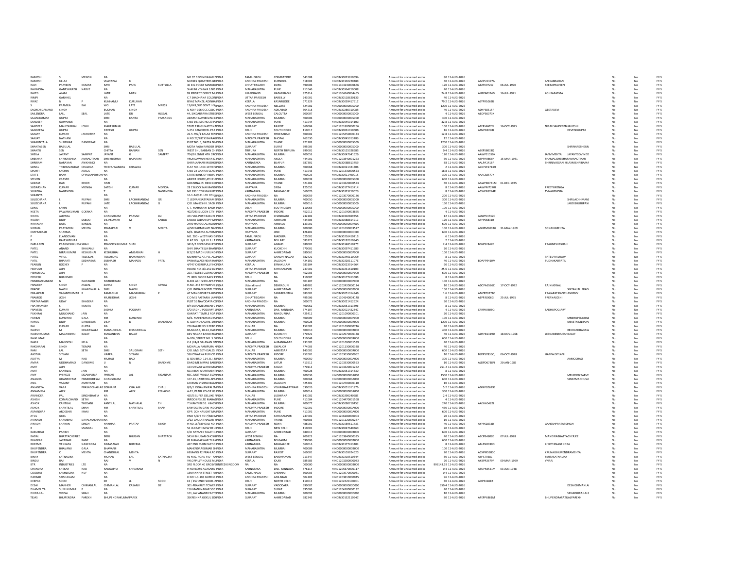| | | | | | | | | | | | | | | | | | | | | |
|---|---|---|---|---|---|---|---|---|---|---|---|---|---|---|---|---|---|---|---|---|
| RAMESH | S | MENON | NA | | | NO 37 DEVI NIVASAM S | INDIA | TAMIL NADU | COIMBATORE | 641008 | HINDIN30023910594 | Amount for unclaimed and u | 80 | 11-AUG-2026 | | | | No | No | FY-5 |
| RAMESH | ULLAJI | | VIJAYAPAL | U | | NURSES QUARTERS GR | INDIA | ANDHRA PRADESH | KURNOOL | 518503 | HINDIN30102220481 | Amount for unclaimed and u | 40 | 11-AUG-2026 | AAEPU1397A | | ANIKABRAHAM | No | No | FY-5 |
| RAVI | PRAVEEN | KUMAR | RAVI | PAPU | KUTTYILLA | 30 B G POCKET MAROD | INDIA | CHHATTISGARH | DURG | 490006 | HIND1304140000666 | Amount for unclaimed and u | 120 | 11-AUG-2026 | AEZPK9720J | 06-JUL-1970 | REETAPRAVEEN | No | No | FY-5 |
| RAVINDRA | GANESHNATH | NARVE | NA | | | SHALINI VISHWA S.NO | INDIA | MAHARASHTRA | PUNE | 411046 | HINDIN30364710008 | Amount for unclaimed and u | 40 | 11-AUG-2026 | | | | No | No | FY-5 |
| RAYES | ALAM | | LATIF | MIAN | | 99 PROJECT OFFICE MI | INDIA | JHARKHAND | HAZARIBAGH | 825314 | HIND1304140004455 | Amount for unclaimed and u | 24.8 | 11-AUG-2026 | AHZPA0374M | 16-JUL-1971 | ZOHRAFATMA | No | No | FY-5 |
| RIMPI | GARKHEL | | NA | | | C 7 SHADHANA COLON | INDIA | UTTAR PRADESH | BAREILLY | 243001 | HINDIN30118620131 | Amount for unclaimed and u | 40 | 11-AUG-2026 | | | | No | No | FY-5 |
| RIYAZ | N | P | KUNHAMU | KURUKAN | | RIYAZ MANZIL ADINHA | INDIA | KERALA | KASARGODE | 671329 | HINDIN30039417511 | Amount for unclaimed and u | 79.2 | 11-AUG-2026 | ASYPR1062R | | | No | No | FY-5 |
| S | PRAMILA | BAI | WO | LATE | MRKSS | 12/643,OLD GOVT. HS | INDIA | ANDHRA PRADESH | NELLORE | 524002 | HIND0000000000500 | Amount for unclaimed and u | 1200 | 11-AUG-2026 | | | | No | No | FY-5 |
| SACHCHIDANAND | SINGH | | BUDHAN | SINGH | | Q NO F-196 CCC COLO | INDIA | ANDHRA PRADESH | ADILABAD | 504218 | HINDIN30286310085 | Amount for unclaimed and u | 40 | 11-AUG-2026 | AOKPS8515P | | GEETADEVI | No | No | FY-5 |
| SAILENDRA | LALL | SEAL | LATE | DR | HLSEAL | 44, SIKDARPARA STREE | INDIA | WEST BENGAL | CALCUTTA | 700007 | HIND0000000000500 | Amount for unclaimed and u | 4 | 11-AUG-2026 | ABDPS6073K | | | No | No | FY-5 |
| SAJJANKUMAR | GUPTA | | SHRI | KANTA | PRASADGU | ADARSH NAVJEEVAN C | INDIA | MAHARASHTRA | MUMBAI | 400006 | HIND0000000000500 | Amount for unclaimed and u | 400 | 11-AUG-2026 | | | | No | No | FY-5 |
| SANDEEP | GAWANDE | | NA | | | S NO 191 SEC NO 29 P | INDIA | MAHARASHTRA | PUNE | 411044 | HINDIN30045014100 | Amount for unclaimed and u | 32.8 | 11-AUG-2026 | | | | No | No | FY-5 |
| SANDEEP | MAHESHBHAI | JOSHI | MAHESHBHAI | | | STUTI 138 GUNATIT NA | INDIA | GUJARAT | RAJKOT | 360004 | HIND1201800000256 | Amount for unclaimed and u | 100 | 11-AUG-2026 | AEEPJ4407N | 16-OCT-1975 | NIRALISANDEEPBHAIJOSHI | No | No | FY-5 |
| SANGEETA | GUPTA | | DEVESH | GUPTA | | S-251 PANCHSEEL PAR | INDIA | DELHI | SOUTH DELHI | 110017 | HINDIN30061010606 | Amount for unclaimed and u | 16 | 11-AUG-2026 | AFNPG9298J | | DEVESHGUPTA | No | No | FY-5 |
| SANJAY | KUMAR | JAKHOTIYA | NA | | | 22-5-792/1 BALAJI TO | INDIA | ANDHRA PRADESH | HYDERABAD | 500002 | HIND1205450000133 | Amount for unclaimed and u | 12.8 | 11-AUG-2026 | | | | No | No | FY-5 |
| SANJAY | NATHANI | | NA | | | H NO 27/287 K BAIRAG | INDIA | MADHYA PRADESH | BHOPAL | 462030 | HINDIN30045013283 | Amount for unclaimed and u | 12 | 11-AUG-2026 | | | | No | No | FY-5 |
| SHAKUNTALA | SHRIDHAR | DANDEKAR | NA | | | PLOT NO. 5, DATTA NI | INDIA | MAHARASHTRA | THANE | 421203 | HIND0000000000500 | Amount for unclaimed and u | 1200 | 11-AUG-2026 | | | | No | No | FY-5 |
| SHANTABEN | BABULAL | | SHRI | BABULAL | | MOTA FALIA RANDER | INDIA | GUJARAT | SURAT | 395005 | HIND0000000000500 | Amount for unclaimed and u | 300 | 11-AUG-2026 | | | SHRINARESHKUM | No | No | FY-5 |
| SHANTU | SEN | | CHITTA | RANJAN | SEN | WEST BHUBANBAN CH | INDIA | TRIPURA | NORTH TRIPURA | 799001 | HINDIN30125028985 | Amount for unclaimed and u | 0.4 | 11-AUG-2026 | AZKPS8033Q | | | No | No | FY-5 |
| SHEILA | JAYANT | SAMPAT | JAYANT | G | SAMPAT | 704/B LENNIE 4TH CRO | INDIA | MAHARASHTRA | MUMBAI | 400053 | HINDIN30047641526 | Amount for unclaimed and u | 120 | 11-AUG-2026 | AAWPS1550K | | JANVIMEHTA JAYANTGOVINDD | No | No | FY-5 |
| SHEKHAR | SHRIKRISHNA | AMRAOTIKAR | SHRIKRISHNA | RAJARAM | | VRUNDAWAN NEAR IC | INDIA | MAHARASHTRA | AKOLA | 444001 | HIND1203840001223 | Amount for unclaimed and u | 50 | 11-AUG-2026 | ASPPA9866P | 15-MAR-1981 | SHAMALISHEKHARAMRAOTIKAR | No | No | FY-5 |
| SHRIRAM | NARAYAN | ANIKHINDI | NA | | | SHIRALAKKAR MUDHO | INDIA | KARNATAKA | BIJAPUR | 587301 | HINDIN30088813753 | Amount for unclaimed and u | 88 | 11-AUG-2026 | AALPA1418P | | SHRINIVASSANIKHLAXMISHRIRAMA | No | No | FY-5 |
| SONAL | TRIBHUVANDAS | CHAWDA | TRIBHUVANDAS | CHAWDA | | FLAT NO. 1404 14TH FL | INDIA | MAHARASHTRA | MUMBAI | 400068 | HINDIN30021421806 | Amount for unclaimed and u | 2 | 11-AUG-2026 | ACDPW1713H | | | No | No | FY-5 |
| SPURTI | SACHIN | ADSUL | NA | | | S NO 22 GANRAJ CLASS | INDIA | MAHARASHTRA | PUNE | 411043 | HIND1201330000523 | Amount for unclaimed and u | 18.8 | 11-AUG-2026 | | | | No | No | FY-5 |
| STATE | BANK | OFINDIAPERSONNA | NA | | | STATE BANK OF INDIA | INDIA | MAHARASHTRA | MUMBAI | 400023 | HINDIN30611490017 | Amount for unclaimed and u | 300 | 11-AUG-2026 | AAACS8577K | | | No | No | FY-5 |
| STEVEN | CRASTO | | NA | | | AMEER HOUSE,4TH FL | INDIA | MAHARASHTRA | MUMBAI | 400039 | HIND0000000000500 | Amount for unclaimed and u | 600 | 11-AUG-2026 | | | | No | No | FY-5 |
| SUDAM | HARI | BHOIR | HARI | | | GOKARNA JAI HIND CO | INDIA | MAHARASHTRA | THANE | 421202 | HIND1203320000573 | Amount for unclaimed and u | 60 | 11-AUG-2026 | AAWPB0741M | 01-DEC-1945 | | No | No | FY-5 |
| SUDARSHAN | KUMAR | MONGA | SATISH | KUMAR | MONGA | 28 C BLOCK NAI MAND | INDIA | HARYANA | SIRSA | 125055 | HINDIN30177413714 | Amount for unclaimed and u | 8 | 11-AUG-2026 | AAWPM7270J | | PREETIMONGA | No | No | FY-5 |
| SUJATHA | NAGENDRA | | T | V | NAGENDRA | NO 836 10TH MAIN BT | INDIA | KARNATAKA | BANGALORE | 560076 | HINDIN30323710023 | Amount for unclaimed and u | 8 | 11-AUG-2026 | ACWPN8244R | | TVNAGENDRA | No | No | FY-5 |
| SUKANYA | | | NA | | | 16-1-24/381 LCH COLO | INDIA | ANDHRA PRADESH | NA | 500059 | HIND1203070000186 | Amount for unclaimed and u | 200 | 11-AUG-2026 | | | | No | No | FY-5 |
| SULOCHANA | L | RUPANI | SHRI | LACHHMANDAS | GR | 7, JEEVAN SATYAKAM | INDIA | MAHARASHTRA | MUMBAI | 400050 | HIND0000000000500 | Amount for unclaimed and u | 300 | 11-AUG-2026 | | | SHRILACHHMANI | No | No | FY-5 |
| SULOCHANA | L | RUPANI | LATE | LACHHMANDAS | G | C/O. MAHESH K. SACH | INDIA | MAHARASHTRA | MUMBAI | 400016 | HIND0000000000500 | Amount for unclaimed and u | 150 | 11-AUG-2026 | | | JAGDISHLRUPANI | No | No | FY-5 |
| SUNIL | SARIN | | NA | | | C-7, MAHARANI BAGH | INDIA | DELHI | SOUTH DELHI | 110065 | HIND0000000000500 | Amount for unclaimed and u | 100 | 11-AUG-2026 | | | | No | No | FY-5 |
| NEETA | PAWANKUMAR | GOENKA | NA | | | 402/293 SILICON CITY | INDIA | MADHYA PRADESH | INDORE | 452012 | HIND1201090003865 | Amount for unclaimed and u | 4 | 11-AUG-2026 | | | | No | No | FY-5 |
| NIKHIL | JAISWAL | | GHANSHYAM | PRASAD | JAI | 471 VILL POST BABURI | INDIA | UTTAR PRADESH | CHANDAULI | 232102 | HINDIN30302869356 | Amount for unclaimed and u | 12 | 11-AUG-2026 | AUWPJ4732C | | | No | No | FY-5 |
| NILESH | DILIP | SABOO | DILIPKUMAR | M | SABOO | SABOO SADAN OPP M | INDIA | MAHARASHTRA | AMRAOTI | 444605 | HINDIN30088814917 | Amount for unclaimed and u | 120 | 11-AUG-2026 | APPPS6831R | | | No | No | FY-5 |
| NIRANJAN | DASS | BANSAL | NA | | | 2499 HARGOLAL ROAD | INDIA | HARYANA | AMBALA | 133001 | HIND0000000000N000 | Amount for unclaimed and u | 600 | 11-AUG-2026 | | | | No | No | FY-5 |
| NIRMAL | PRATAPRAI | MEHTA | PRATAPRAI | V | MEHTA | A/502PADMAVATI NAG | INDIA | MAHARASHTRA | MUMBAI | 400080 | HIND1201090003527 | Amount for unclaimed and u | 100 | 11-AUG-2026 | AGHPM9603G | 31-MAY-1969 | SONALNMEHTA | No | No | FY-5 |
| OMPRAKASH | SHARMA | | NA | | | M/S. SHARMA AUTOM | INDIA | HARYANA | JIND | 126101 | HIND0000000000O000 | Amount for unclaimed and u | 600 | 11-AUG-2026 | | | | No | No | FY-5 |
| P | ELANGOVAN | | NA | | | NO. 200 - WEST MASI S | INDIA | TAMIL NADU | MADURAI | 625001 | HINDIN30216410211 | Amount for unclaimed and u | 6 | 11-AUG-2026 | | | | No | No | FY-5 |
| P | RAJASHEKHAR | | NA | | | FLAT NO L 5/8 J V S L T | INDIA | KARNATAKA | BELLARY | 583123 | HINDIN30192610840 | Amount for unclaimed and u | 2 | 11-AUG-2026 | | | | No | No | FY-5 |
| PARULBEN | PRAGNESHKUMA | SHAH | PRAGNESHKUMAR | SHAH | | 3415/2 REVADASNI PO | INDIA | GUJARAT | ANAND | 380001 | HINDIN30148510275 | Amount for unclaimed and u | 2.4 | 11-AUG-2026 | BGYPS2847E | | PRAGNESHBSHAH | No | No | FY-5 |
| PATEL | ANAND | BHAVANJI | NA | | | SHIV SHAKTI 5/A BHAN | INDIA | GUJARAT | KUCHCHH | 370001 | HINDIN30097411583 | Amount for unclaimed and u | 20 | 11-AUG-2026 | | | | No | No | FY-5 |
| PATEL | NIRAJKUMAR | KESHUBHAI | KESHUBHAI | AMBABHAI | H | B 2/23 MADHUVRUND | INDIA | GUJARAT | AHMEDABAD | 380061 | HIND0000000000P000 | Amount for unclaimed and u | 100 | 11-AUG-2026 | | | | No | No | FY-5 |
| PATEL | VIPUL | TULSIDAS | TULSHIDAS | RAMANBHAI | | MUKHIVAS AT. PO. AD | INDIA | GUJARAT | GANDHI NAGAR | 382421 | HINDIN30246110055 | Amount for unclaimed and u | 8 | 11-AUG-2026 | | | PATELPRAVINAV | No | No | FY-5 |
| PATIL | BHARATI | SUDHAKAR | SUBHASH | MAHADU | PATIL | PAWARWADI NEAR HA | INDIA | MAHARASHTRA | JALGAON | 424101 | HINDIN30220110076 | Amount for unclaimed and u | 40 | 11-AUG-2026 | BOAPP9410M | | SUDHAKARPATIL | No | No | FY-5 |
| PEARLIN | ROCKEY | P | NA | | | 4/747 CHERUPULLY H | INDIA | KERALA | ERNAKULAM | 683104 | HINDIN30023914564 | Amount for unclaimed and u | 60 | 11-AUG-2026 | | | | No | No | FY-5 |
| PEEYUSH | JAIN | | NA | | | HOUSE NO- 8/1152 JAI | INDIA | UTTAR PRADESH | SAHARANPUR | 247001 | HINDIN30231610103 | Amount for unclaimed and u | 25.6 | 11-AUG-2026 | | | | No | No | FY-5 |
| PISHORILAL | JAIN | | NA | | | 223, TEXTILE CLERKS C | INDIA | MADHYA PRADESH | NA | 452003 | HIND0000000000P000 | Amount for unclaimed and u | 600 | 11-AUG-2026 | | | | No | No | FY-5 |
| PIYUESH | BHANDARI | | NA | | | 75 IIIRD FLOOR BACK P | INDIA | DELHI | NA | 110087 | HINDIN30177413686 | Amount for unclaimed and u | 8 | 11-AUG-2026 | | | | No | No | FY-5 |
| PRABHASHANKAR | N | RAJYAGOR | NARBHERAM | | | B-401 ABHISHEK APAR | INDIA | MAHARASHTRA | NA | 401107 | HIND0000000000P000 | Amount for unclaimed and u | 100 | 11-AUG-2026 | | | | No | No | FY-5 |
| PRADEEP | SINGH | ASWAL | SAHAB | SINGH | ASWAL | H.NO.-243 SHYAMPUR | INDIA | Uttarakhand | DEHRADUN | 249201 | HIND1202420000124 | Amount for unclaimed and u | 10 | 11-AUG-2026 | ADCPA6586C | 17-OCT-1972 | RAJNIASWAL | No | No | FY-5 |
| PRADIP | NAVIN | KHANDWALLA | SHRI | NAVIN | | C/O. INDIAN INSTITUT | INDIA | GUJARAT | AHMEDABAD | 380015 | HIND0000000000P000 | Amount for unclaimed and u | 150 | 11-AUG-2026 | | | SMTANJALIPRADI | No | No | FY-5 |
| PRAJAPATI | VASANTKUMAR | R | RAMABHAI | MAGANBHAI | P | AT MANDRPUR TA HIM | INDIA | GUJARAT | SABARKANTHA | 383001 | HINDIN30051314846 | Amount for unclaimed and u | 1.6 | 11-AUG-2026 | AMZPP9274C | | PRAJAPATIKANCHANBENV | No | No | FY-5 |
| PRAMOD | JOSHI | | MURLIDHAR | JOSHI | | C O M S PASTARIA LAX | INDIA | CHHATTISGARH | NA | 495006 | HIND1304140004148 | Amount for unclaimed and u | 8 | 11-AUG-2026 | AEPPJ5006G | 25-JUL-1955 | PRERNAJOSHI | No | No | FY-5 |
| PRATAAPAGIRI | UDAY | BHASKAR | NA | | | PLOT 56 NAVODAYA C | INDIA | ANDHRA PRADESH | NA | 500072 | HINDIN30021412524 | Amount for unclaimed and u | 30 | 11-AUG-2026 | | | | No | No | FY-5 |
| PRATHAMESH | S | KUMTA | NA | | | B/4 JAIBHARATNAGAR | INDIA | MAHARASHTRA | MUMBAI | 400062 | HINDIN30051313696 | Amount for unclaimed and u | 8 | 11-AUG-2026 | | | | No | No | FY-5 |
| PRAVEEN | KUMAR | | SADHU | POOJARY | | S/O SADHU POOJARY | INDIA | KARNATAKA | DAK. KANNADA | 574107 | HINDIN30021422847 | Amount for unclaimed and u | 4 | 11-AUG-2026 | CRRPK0608Q | | SADHUPOOJARY | No | No | FY-5 |
| PUKHRAJ | MULCHAND | JAIN | NA | | | GANPATI TEMPLE ROA | INDIA | MAHARASHTRA | NANDURBAR | 425412 | HIND1201090000301 | Amount for unclaimed and u | 20 | 11-AUG-2026 | | | | No | No | FY-5 |
| PURBAI | KUNVARJI | GALA | MR | KUNVARJI | | M/S. MAHENDRAKUMA | INDIA | MAHARASHTRA | MUMBAI | 400009 | HIND0000000000P000 | Amount for unclaimed and u | 100 | 11-AUG-2026 | | | MRBHUPENDRAB | No | No | FY-5 |
| RAHUL | DILIP | DANDEKAR | DILIP | D | DANDEKAR | 6, GOVIND SADAN, SHI | INDIA | MAHARASHTRA | MUMBAI | 400028 | HIND0000000000R000 | Amount for unclaimed and u | 1200 | 11-AUG-2026 | | | MSKETKIDILIPDAI | No | No | FY-5 |
| RAJ | KUMAR | GUPTA | NA | | | 256 BAZAR NO.3 FERO | INDIA | PUNJAB | NA | 152002 | HIND1201090000746 | Amount for unclaimed and u | 40 | 11-AUG-2026 | | | | No | No | FY-5 |
| RAJESH | M | KHADAWALA | MANSUKHLAL | KHADAWALA | | RAJSAGAR, 10-24, HAR | INDIA | MAHARASHTRA | MUMBAI | 400010 | HIND0000000000R000 | Amount for unclaimed and u | 400 | 11-AUG-2026 | | | REKHARKHADAW | No | No | FY-5 |
| RAJESHKUMAR | MAGANBHAI | BALAT | MAGANBHAI | BALAT | | DEV NAGAR BAROI RO | INDIA | GUJARAT | KUCHCHH | 370421 | HIND1202970000138 | Amount for unclaimed and u | 40 | 11-AUG-2026 | ADRPB1319D | 18-NOV-1968 | LEENABENRAJESHBALAT | No | No | FY-5 |
| RAJKUMARI | | | NA | | | N-206, STREET NO. 5 G | INDIA | DELHI | SOUTH DELHI | 110048 | HIND0000000000R000 | Amount for unclaimed and u | 600 | 11-AUG-2026 | | | | No | No | FY-5 |
| RAKHI | MANGESH | KELA | NA | | | C-3 /24/8 GAJANAN NA | INDIA | MAHARASHTRA | AURANGABAD | 431005 | HIND1201090001539 | Amount for unclaimed and u | 40 | 11-AUG-2026 | | | | No | No | FY-5 |
| RAKSHAPAL | SINGH | TOMAR | NA | | | MOHALLA RANIPURA F | INDIA | MADHYA PRADESH | GWALIOR | 474003 | HIND1201130000338 | Amount for unclaimed and u | 40 | 11-AUG-2026 | | | | No | No | FY-5 |
| RAM | LAL | SETH | SHRI | SALIGRAM | SETH | C/O. M/S. SETH SALES | INDIA | PUNJAB | AMRITSAR | 143001 | HIND0000000000R000 | Amount for unclaimed and u | 600 | 11-AUG-2026 | | | | No | No | FY-5 |
| AASTHA | SITLANI | | HARPAL | SITLANI | | 536 DWARKA PURI CO | INDIA | MADHYA PRADESH | INDORE | 452001 | HIND1203030000052 | Amount for unclaimed and u | 10 | 11-AUG-2026 | BSDPS7836Q | 06-OCT-1978 | HARPALSITLANI | No | No | FY-5 |
| ADITYA | M | RAO | MURALI | RAO | | 8, SEA BIRD, 114, B.J. R | INDIA | MAHARASHTRA | MUMBAI | 400050 | HIND0000000000A000 | Amount for unclaimed and u | 300 | 11-AUG-2026 | | | AAMODRAO | No | No | FY-5 |
| AMAR | UDDHAVRAO | DANDIME | U | N | DANDIME | DANDIME NIWAS BAR | INDIA | MAHARASHTRA | LATUR | 413512 | HIND1203330000553 | Amount for unclaimed and u | 10 | 11-AUG-2026 | ALDPD6738N | 20-JAN-1983 | | No | No | FY-5 |
| AMIT | JAIN | | NA | | | 163 SHIVAJI WARD MA | INDIA | MADHYA PRADESH | SAGAR | 470113 | HIND1203320001252 | Amount for unclaimed and u | 251.2 | 11-AUG-2026 | | | | No | No | FY-5 |
| AMIT | KANTILAL | JAIN | NA | | | 501 NIKKI APARTMENT | INDIA | MAHARASHTRA | MUMBAI | 400028 | HINDIN30051314837 | Amount for unclaimed and u | 8 | 11-AUG-2026 | | | | No | No | FY-5 |
| AMY | PHIROZE | SIGANPORIA | PHIROZE | JAL | SIGANPUR | 66C, MOTIWALLA BLD | INDIA | MAHARASHTRA | MUMBAI | 400036 | HIND0000000000A000 | Amount for unclaimed and u | 1500 | 11-AUG-2026 | | | MEHROOZPARVE | No | No | FY-5 |
| ANAGHA | GHANSHYAM | PRABHUDESAI | GHANSHYAM | | | 107-13,HARITORA APA | INDIA | MAHARASHTRA | MUMBAI | 400068 | HIND0000000000A000 | Amount for unclaimed and u | 600 | 11-AUG-2026 | | | VINAYMADHUSU | No | No | FY-5 |
| ANIL | VASANT | AMRITKAR | NA | | | LAXMAN VISHNU BAZA | INDIA | MAHARASHTRA | JALGAON | 425401 | HIND1202700000110 | Amount for unclaimed and u | 10 | 11-AUG-2026 | | | | No | No | FY-5 |
| ANJANEYA | VARA | PRASADCHALLA | SOBHANA | CHALAM | CHALL | 8/3/1 JOGAVANIPALEN | INDIA | ANDHRA PRADESH | VISHAKHAPATNAM | 530026 | HINDIN30051313871 | Amount for unclaimed and u | 5.2 | 11-AUG-2026 | ADMPC0629E | | | No | No | FY-5 |
| ANNAMMA | ALEX | | MR | ALEX | PCHACKO | A-22, PEARL CO-OP HS | INDIA | MAHARASHTRA | MUMBAI | 400014 | HIND0000000000A000 | Amount for unclaimed and u | 300 | 11-AUG-2026 | | | | No | No | FY-5 |
| ARVINDER | PAL | SINGHBHATIA | NA | | | 425/5 SUPER DELUXE F | INDIA | PUNJAB | LUDHIANA | 141002 | HINDIN30200240685 | Amount for unclaimed and u | 2.4 | 11-AUG-2026 | | | | No | No | FY-5 |
| ASHISH | KOMALCHAND | SETHI | NA | | | INFOCHIPS LTD MAHAL | INDIA | MAHARASHTRA | PUNE | 411004 | HIND1204470001568 | Amount for unclaimed and u | 4 | 11-AUG-2026 | | | | No | No | FY-5 |
| ASHOK | KANTILAL | THOSANI | KANTILAL | NATHALAL | TH | 7 SHANTI BLDG. HING | INDIA | MAHARASHTRA | MUMBAI | 400077 | HINDIN30090710453 | Amount for unclaimed and u | 240 | 11-AUG-2026 | AAEHA5482L | | | No | No | FY-5 |
| ASHOK | SHANTILAL | SHAH | MR | SHANTILAL | SHAH | SANYOGITA GANJ INDO | INDIA | MADHYA PRADESH | INDORE | 452001 | HIND0000000000A000 | Amount for unclaimed and u | 450 | 11-AUG-2026 | | | | No | No | FY-5 |
| ASPANDIAR | ARDESHIR | IRANI | NA | | | OPP. CONNAUGHT MA | INDIA | MAHARASHTRA | PUNE | 411001 | HIND0000000000A000 | Amount for unclaimed and u | 600 | 11-AUG-2026 | | | | No | No | FY-5 |
| ATUL | GOEL | | NA | | | HNO 7/678 TO 7/680 N | INDIA | UTTAR PRADESH | SAHARANPUR | 247001 | HIND1206180000003 | Amount for unclaimed and u | 20 | 11-AUG-2026 | | | | No | No | FY-5 |
| AVINASH | SHAMBHU | DAYALMAKHARIA | NA | | | 2/22 DAULAT NAGAR R | INDIA | MAHARASHTRA | THANE | 400603 | HIND1201120000267 | Amount for unclaimed and u | 10 | 11-AUG-2026 | | | | No | No | FY-5 |
| AWADH | SHARAN | SINGH | HARIHAR | PRATAP | SINGH | H NO 16/689 GALI NO. | INDIA | MADHYA PRADESH | REWA | 486001 | HINDIN30169611433 | Amount for unclaimed and u | 40 | 11-AUG-2026 | AYYPS2833D | | GANESHPRATAPSINGH | No | No | FY-5 |
| B | L | MANGAL | NA | | | 52 JANPATH NEW DELH | INDIA | DELHI | NEW DELHI | 110001 | HINDIN30047640360 | Amount for unclaimed and u | 20 | 11-AUG-2026 | | | | No | No | FY-5 |
| BABUBHAI | PARIKH | | NA | | | C/O NAYAN K TALATI 1 | INDIA | GUJARAT | AHMEDABAD | 380015 | HIND0000000000B000 | Amount for unclaimed and u | 600 | 11-AUG-2026 | | | | No | No | FY-5 |
| BADAL | BHATTACHERJEE | | BIDU | BHUSAN | BHATTACH | SASHI BHUSAN GHOSH | INDIA | WEST BENGAL | NA | 700123 | HIND1203840000335 | Amount for unclaimed and u | 40 | 11-AUG-2026 | AECPB4809E | 07-JUL-1928 | MANDIRABHATTACHERJEE | No | No | FY-5 |
| BHASKAR | JAYARAM | RANE | NA | | | 83 MANGALWAR TILAK | INDIA | KARNATAKA | BELGAUM | 590006 | HIND0000000000B000 | Amount for unclaimed and u | 600 | 11-AUG-2026 | | | | No | No | FY-5 |
| BHEEMA | VENKATA | NAGENDRA | NARASAIAH | BHEEMA | | 437 2ND MAIN EAST O | INDIA | KARNATAKA | BANGALORE | 560016 | HINDIN30177413404 | Amount for unclaimed and u | 8 | 11-AUG-2026 | ABLPN0030D | | KJYOTHINAGENDRA | No | No | FY-5 |
| BHUPENDRA | BHAVANJI | GALA | BHAVANJI | | | MAHENDRAKUMAR BH | INDIA | MAHARASHTRA | MUMBAI | 400009 | HIND0000000000B000 | Amount for unclaimed and u | 100 | 11-AUG-2026 | | | | No | No | FY-5 |
| BHUPENDRA | C | MEHTA | CHANDULAL | MEHTA | | HEMANG 42 PRAHLAD | INDIA | GUJARAT | RAJKOT | 360001 | HINDIN30103924520 | Amount for unclaimed and u | 20 | 11-AUG-2026 | ACKPM5980C | | KRUNALBHUPENDRAMEHTA | No | No | FY-5 |
| BINAY | SATNALIKA | | MOHAN | LAL | SATNALIKA | 91 M.G. ROAD P.O - RA | INDIA | WEST BENGAL | BARDHAMAN | 713347 | HINDIN30210510544 | Amount for unclaimed and u | 80 | 11-AUG-2026 | AJIPS7938L | | SMITASATNALIKA | No | No | FY-5 |
| BINDU | RAJ | | RAJ | V | N | VYLOPPILLY HOUSE M | INDIA | KERALA | IDUKI | 685585 | HIND1203280000083 | Amount for unclaimed and u | 20 | 11-AUG-2026 | AKBPR3679R | 09-MAR-1969 | VNRAJ | No | No | FY-5 |
| BTR | INDUSTRIES | LTD | NA | | | 3RD FLOOR 40 GROSV | UNITED KINGDOM | NA | NA | 000000 | HIND0000000000B000 | Amount for unclaimed and u | 996143.19 | 11-AUG-2026 | | | | No | No | FY-5 |
| CHANDRA | SHEKAR | RAO | RANGAPPA | SHIVARAM | | H.NO.9/256 AGASARA | INDIA | KARNATAKA | DAK. KANNADA | 576114 | HIND1205670000117 | Amount for unclaimed and u | 0.4 | 11-AUG-2026 | ASUPR3523M | 03-JUN-1948 | | No | No | FY-5 |
| COOLRAJ | SAKHLECHA | HUF | NA | | | 18MANNAR STREET PA | INDIA | TAMIL NADU | CHENNAI | 600003 | HIND1203970000081 | Amount for unclaimed and u | 0.4 | 11-AUG-2026 | | | | No | No | FY-5 |
| DARBAR | SRISHAILAM | | NA | | | H NO 1-3-108 GUJRI G | INDIA | ANDHRA PRADESH | ADILABAD | 504103 | HIND1203810000045 | Amount for unclaimed and u | 96 | 11-AUG-2026 | | | | No | No | FY-5 |
| DEEPAK | SOOD | | SH | JL | SOOD | C3 / 157 2ND FLOOR J | INDIA | DELHI | NORTH DELHI | 110015 | HIND1202420100001 | Amount for unclaimed and u | 80 | 11-AUG-2026 | AIKPS4181R | | | No | No | FY-5 |
| DESAI | MANHER | CHIMANLAL | CHIMANLAL | KASANJI | DE | 301-PRAKRUTI TOWER | INDIA | GUJARAT | VADODARA | 390007 | HIND0000000000D000 | Amount for unclaimed and u | 350.4 | 11-AUG-2026 | | | DESAICHIMANLAI | No | No | FY-5 |
| DHAMELIYA | SUNILKUMAR | P | NA | | | 156 MANI NAGAR SOC | INDIA | GUJARAT | SURAT | 395006 | HIND1204200000152 | Amount for unclaimed and u | 40 | 11-AUG-2026 | | | | No | No | FY-5 |
| DHIRAJLAL | VIRPAL | SHAH | NA | | | 101, JAY ANAND FACT | INDIA | MAHARASHTRA | MUMBAI | 400092 | HIND0000000000D000 | Amount for unclaimed and u | 10 | 11-AUG-2026 | | | VENADHIRAJLALS | No | No | FY-5 |
| TEJAS | BHUPENDRA | PAREKH | BHUPENDRAKUMAR | PAREKH | | 35KRISHNA GOKUL SO | INDIA | GUJARAT | AHMEDABAD | 382345 | HINDIN30132110547 | Amount for unclaimed and u | 80 | 11-AUG-2026 | APEPP6861M | | BHUPENDRARATILALPAREKH | No | No | FY-5 |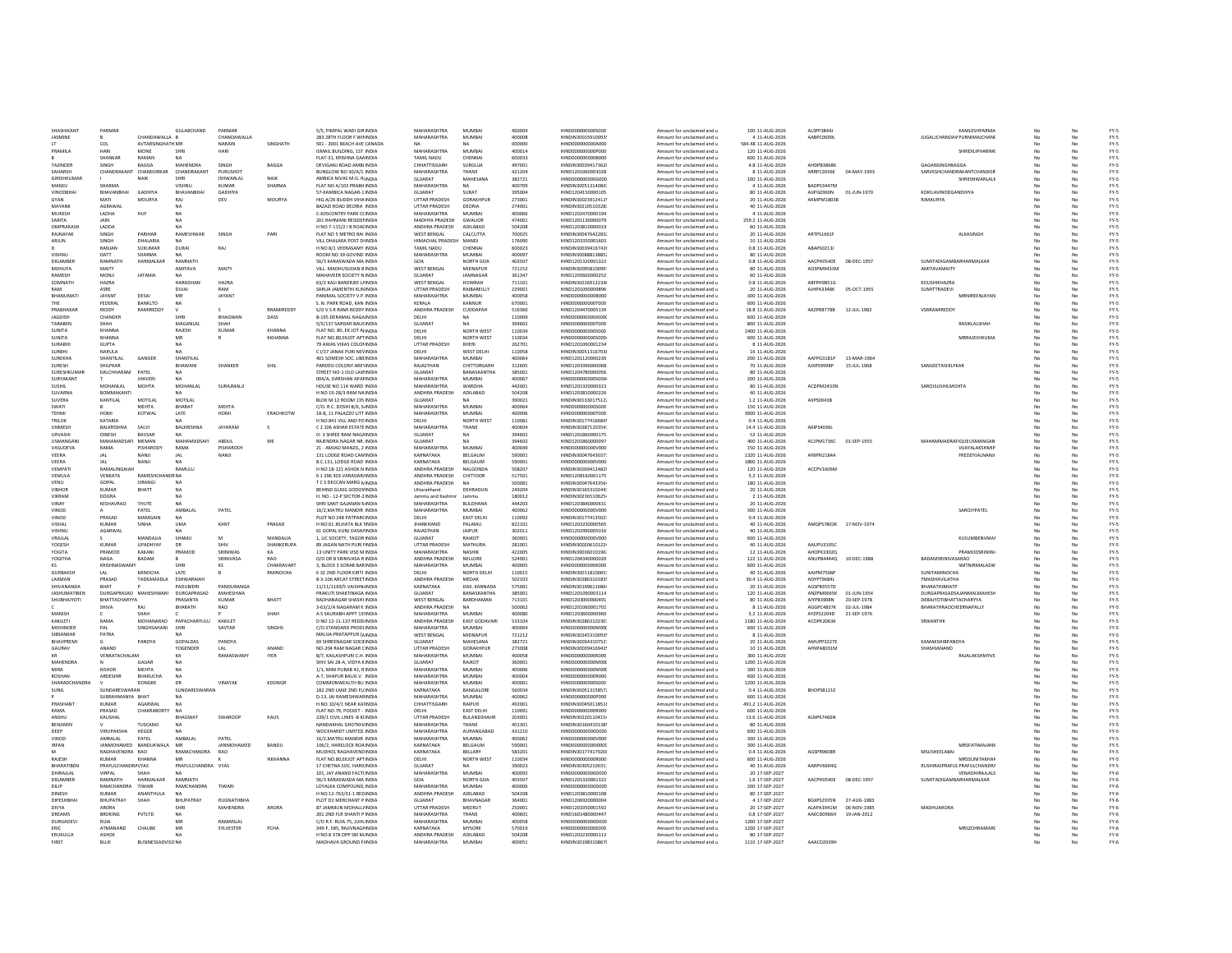| | | | | | | | | | | | | | | | | | | | |
|---|---|---|---|---|---|---|---|---|---|---|---|---|---|---|---|---|---|---|---|
| SHASHIKANT | PARMAR | | GULABCHAND | PARMAR | | 5/5, PIMPAL WADI GIR INDIA | MAHARASHTRA | MUMBAI | 400004 | HINO00000000005000 | Amount for unclaimed and u | 100 | 11-AUG-2026 | ALSPP3844J | | KAMLESHPARMA | No | No | FY-5 |
| JASMINE | B | CHANDAWALLA | B | CHANDAWALLA | | 283 28TH FLOOR F W INDIA | MAHARASHTRA | MUMBAI | 400008 | HINDIN300159100930 | Amount for unclaimed and u | 4 | 11-AUG-2026 | AABPC0699L | | JUGALICHANDAV PURNIMAICHANI | No | No | FY-5 |
| LT | COL | AVTARSINGHATH | MR | NARAIN | SINGHATH | 501 - 2001 BEACH AVE CANADA | NA | NA | 000000 | HINO00000000A000 | Amount for unclaimed and u | 584.48 | 11-AUG-2026 | | | | No | No | FY-5 |
| PRAMILA | HARI | MONE | SHRI | HARI | | ISMAIL BUILDING, 1ST INDIA | MAHARASHTRA | MUMBAI | 400014 | HINO00000000P000 | Amount for unclaimed and u | 120 | 11-AUG-2026 | | | SHRIDILIPHARIMO | No | No | FY-5 |
| B | SHANKAR | RAMAN | NA | | | FLAT-31, KRISHNA GAA INDIA | TAMIL NADU | CHENNAI | 600033 | HINO00000000B000 | Amount for unclaimed and u | 600 | 11-AUG-2026 | | | | No | No | FY-5 |
| TAZINDER | SINGH | BAGGA | MAHENDRA | SINGH | BAGGA | DEVIGANJ ROAD AMBI INDIA | CHHATTISGARH | SURGUJA | 497001 | HINDIN300394173628 | Amount for unclaimed and u | 4.8 | 11-AUG-2026 | AHDPB3868K | | GAGANSINGHBAGGA | No | No | FY-5 |
| SAHARSH | CHANDRAKANT | CHANDORKAR | CHANDRAKANT | PURUSHOT | | BUNGLOW NO 30/A/1 INDIA | MAHARASHTRA | THANE | 421204 | HINO1201060003028 | Amount for unclaimed and u | 8 | 11-AUG-2026 | ARRPC2656E | 04-MAY-1993 | SARVESHCHANDRAKANTCHANDOR | No | No | FY-5 |
| GIRISHKUMAR | I | NAIK | SHRI | ISHWARLAL | NAIK | AMBICA NIVAS M.G. R INDIA | GUJARAT | MAHESANA | 382721 | HINO00000000G000 | Amount for unclaimed and u | 100 | 11-AUG-2026 | | | SHRIBSHWARLAL | No | No | FY-5 |
| MANOJ | SHARMA | | VISHNU | KUMAR | SHARMA | FLAT NO A/103 PRABH INDIA | MAHARASHTRA | NA | 400709 | HINDIN300513140847 | Amount for unclaimed and u | 4 | 11-AUG-2026 | BADPS3447M | | | No | No | FY-5 |
| VINODBHAI | BHAVANBHAI | GADHIYA | BHAVANBHAI | GADHIYA | | 57-KAMBICA NAGAR-1 INDIA | GUJARAT | SURAT | 395004 | HINO1204150000105 | Amount for unclaimed and u | 80 | 11-AUG-2026 | AUPG0360N | 01-JUN-1970 | KOKILAVINODGANDHIYA | No | No | FY-5 |
| GYAN | MATI | MOURYA | RAJ | DEV | MOURYA | HIG A/26 BUDDH VIHA INDIA | UTTAR PRADESH | GORAKHPUR | 273001 | HINDIN300239124123 | Amount for unclaimed and u | 20 | 11-AUG-2026 | AKMPM1803B | | RJMAURYA | No | No | FY-5 |
| MAYANK | AGRAWAL | | NA | | | BAZAZI ROAD DEORIA INDIA | UTTAR PRADESH | DEORIA | 274001 | HINDIN302105103283 | Amount for unclaimed and u | 40 | 11-AUG-2026 | | | | No | No | FY-5 |
| MUKESH | LADHA | HUF | NA | | | C-605CONTRY PARK CO INDIA | MAHARASHTRA | MUMBAI | 400066 | HINO1202470000194 | Amount for unclaimed and u | 4 | 11-AUG-2026 | | | | No | No | FY-5 |
| SARITA | JAIN | | NA | | | 201 RAHMANI RESIDEN INDIA | MADHYA PRADESH | GWALIOR | 474001 | HINO1201130000079 | Amount for unclaimed and u | 259.2 | 11-AUG-2026 | | | | No | No | FY-5 |
| OMPRAKASH | LADDA | | NA | | | H NO 7-115/2 I B ROAD INDIA | ANDHRA PRADESH | ADILABAD | 504208 | HINO1203810000019 | Amount for unclaimed and u | 60 | 11-AUG-2026 | | | | No | No | FY-5 |
| RAJNAYAK | SINGH | PARIHAR | RAMESHWAR | SINGH | PARI | FLAT NO 5 METRO RAI INDIA | WEST BENGAL | CALCUTTA | 700025 | HINDIN300476422832 | Amount for unclaimed and u | 20 | 11-AUG-2026 | ARTPS1661F | | ALKASINGH | No | No | FY-5 |
| ARJUN | SINGH | DHALARIA | NA | | | VILL DHALARA POST D INDIA | HIMACHAL PRADESH | MANDI | 176090 | HINO1203350001603 | Amount for unclaimed and u | 10 | 11-AUG-2026 | | | | No | No | FY-5 |
| D | RANJAN | SUKUMAR | DURAI | RAJ | | H NO 8/1 VEERASAMY INDIA | TAMIL NADU | CHENNAI | 600023 | HINDIN300394167428 | Amount for unclaimed and u | 0.8 | 11-AUG-2026 | ABAPS0213J | | | No | No | FY-5 |
| VISHNU | DATT | SHARMA | NA | | | ROOM NO 39 GOVIND INDIA | MAHARASHTRA | MUMBAI | 400097 | HINDIN300888138851 | Amount for unclaimed and u | 80 | 11-AUG-2026 | | | | No | No | FY-5 |
| DIGAMBER | RAMNATH | HARMALKAR | RAMNATH | | | 56/3 KARASWADA MA INDIA | GOA | NORTH GOA | 403507 | HINO1201320001322 | Amount for unclaimed and u | 0.8 | 11-AUG-2026 | AACPH0540E | 08-DEC-1957 | SUMITADIGAMBARHARMALKAR | No | No | FY-5 |
| MOHUYA | MAITY | | AMITAVA | MAITY | | VILL- MADHUSUDAN B INDIA | WEST BENGAL | MIDNAPUR | 721152 | HINDIN300958100993 | Amount for unclaimed and u | 80 | 11-AUG-2026 | AOSPM9433M | | AMITAVAMAITY | No | No | FY-5 |
| RAMESH | MONJI | JATANIA | NA | | | MAHAVEER SOCIETY N INDIA | GUJARAT | JAMNAGAR | 361347 | HINO1203600000252 | Amount for unclaimed and u | 60 | 11-AUG-2026 | | | | No | No | FY-5 |
| SOMNATH | HAZRA | | HARADHAN | HAZRA | | 63/2 KALI BANERJEE L INDIA | WEST BENGAL | HOWRAH | 711101 | HINDIN302269122348 | Amount for unclaimed and u | 0.8 | 11-AUG-2026 | ABFPH9851G | | KOUSHIKHAZRA | No | No | FY-5 |
| RAM | ASRE | | DUJAI | RAM | | SARUA JAMENTHI KUN INDIA | UTTAR PRADESH | RAIBAREILLY | 229001 | HINO1201090009896 | Amount for unclaimed and u | 20 | 11-AUG-2026 | AJHPA3348K | 05-OCT-1955 | SUMITTRADEVI | No | No | FY-5 |
| BHANUMATI | JAYANT | DESAI | MR | JAYANT | | PANIMAL SOCIETY V.P INDIA | MAHARASHTRA | MUMBAI | 400058 | HINO00000000B000 | Amount for unclaimed and u | 300 | 11-AUG-2026 | | | MRNIREENJAYAN | No | No | FY-5 |
| THE | FEDERAL | BANKLTD | NA | | | S. N. PARK ROAD, KAN INDIA | KERALA | KANNUR | 670001 | HINO00000000T000 | Amount for unclaimed and u | 600 | 11-AUG-2026 | | | | No | No | FY-5 |
| PRABHAKAR | REDDY | RAMIREDDY | V | S | RRAMIREDDY | S/O V S R RAMI REDDY INDIA | ANDHRA PRADESH | CUDDAPAH | 516360 | HINO1204470005139 | Amount for unclaimed and u | 18.8 | 11-AUG-2026 | AKZPR8778B | 12-JUL-1982 | VSRRAMIREDDY | No | No | FY-5 |
| JAGDISH | CHANDER | | SHRI | BHAGWAN | DASS | B-195 DERAMAL NAGA INDIA | DELHI | NA | 110009 | HINO00000000X000 | Amount for unclaimed and u | 600 | 11-AUG-2026 | | | | No | No | FY-5 |
| TARABEN | SHAH | | MAGANLAL | SHAH | | 5/5/137 SARDAR BAUG INDIA | GUJARAT | NA | 394602 | HINO00000000T000 | Amount for unclaimed and u | 800 | 11-AUG-2026 | | | RASIKLALSHAH | No | No | FY-5 |
| SUNITA | KHANNA | | RAJESH | KUMAR | KHANNA | FLAT NO. 80, EK JOT A INDIA | DELHI | NORTH WEST | 110034 | HINO00000000S000 | Amount for unclaimed and u | 2400 | 11-AUG-2026 | | | | No | No | FY-5 |
| SUNITA | KHANNA | | MR | R | KKHANNA | FLAT NO.80,EKJOT APT INDIA | DELHI | NORTH WEST | 110034 | HINO00000000S000 | Amount for unclaimed and u | 600 | 11-AUG-2026 | | | MRRAJESHKUMA | No | No | FY-5 |
| SURABHI | GUPTA | | NA | | | 79 AWAS VIKAS COLON INDIA | UTTAR PRADESH | KHERI | 262701 | HINO1201060001254 | Amount for unclaimed and u | 8 | 11-AUG-2026 | | | | No | No | FY-5 |
| SURBHI | NARULA | | NA | | | C I/37 JANAK PURI NEV INDIA | DELHI | WEST DELHI | 110058 | HINDIN300513167038 | Amount for unclaimed and u | 16 | 11-AUG-2026 | | | | No | No | FY-5 |
| SUREKHA | SHANTILAL | GANGER | SHANTILAL | | | 401 SOMESH SOC. LIBE INDIA | MAHARASHTRA | MUMBAI | 400064 | HINO1201120000230 | Amount for unclaimed and u | 200 | 11-AUG-2026 | AAFPG3181P | 13-MAR-1964 | | No | No | FY-5 |
| SURESH | SHILPKAR | | BHAWANI | SHANKER | SHIL | PARDES COLONY ARE INDIA | RAJASTHAN | CHITTORGARH | 312605 | HINO1201320000068 | Amount for unclaimed and u | 70 | 11-AUG-2026 | AJXPS9998P | 15-JUL-1968 | SANGEETASHILPKAR | No | No | FY-5 |
| SURESHKUMAR | DALCHHARAM | PATEL | NA | | | STREET NO-1 OLD LAX INDIA | GUJARAT | BANASKANTHA | 385001 | HINO1204780000056 | Amount for unclaimed and u | 80 | 11-AUG-2026 | | | | No | No | FY-5 |
| SURYAKANT | T | JHAVERI | NA | | | 004/A, DARSHAN APAR INDIA | MAHARASHTRA | MUMBAI | 400067 | HINO00000000S000 | Amount for unclaimed and u | 200 | 11-AUG-2026 | | | | No | No | FY-5 |
| SUSHIL | MOHANLAL | MOHTA | MOHANLAL | SURAJMALJI | | HOUSE NO 114 WARD INDIA | MAHARASHTRA | WARDHA | 442001 | HINO1201320000323 | Amount for unclaimed and u | 80 | 11-AUG-2026 | ACDPM2433N | | SAROJSUSHILMOHTA | No | No | FY-5 |
| SUVARNA | BOMMAKANTI | | NA | | | H NO 19-28/3 RAM NA INDIA | ANDHRA PRADESH | ADILABAD | 504208 | HINO1203810000226 | Amount for unclaimed and u | 40 | 11-AUG-2026 | | | | No | No | FY-5 |
| SUVERA | KANTILAL | MOTILAL | MOTILAL | | | BLCK M 12 ROOM 135 INDIA | GUJARAT | NA | 390021 | HINDIN301330175123 | Amount for unclaimed and u | 1.2 | 11-AUG-2026 | AIIPS0043B | | | No | No | FY-5 |
| SWATI | B | MEHTA | BHARAT | MEHTA | | C/O. R.C. DOSHI 8/6, S INDIA | MAHARASHTRA | MUMBAI | 400064 | HINO00000000S000 | Amount for unclaimed and u | 150 | 11-AUG-2026 | | | | No | No | FY-5 |
| TEHMI | HOMI | KOTWAL | LATE | HOMI | ERACHKOTW | 18-B, 11 PALAZZO LITT INDIA | MAHARASHTRA | MUMBAI | 400006 | HINO00000000T000 | Amount for unclaimed and u | 3000 | 11-AUG-2026 | | | | No | No | FY-5 |
| TRILOK | KATARIA | | NA | | | H NO 841 VILL AND PO INDIA | DELHI | NORTH WEST | 110081 | HINDIN301774166845 | Amount for unclaimed and u | 0.4 | 11-AUG-2026 | | | | No | No | FY-5 |
| UNMESH | BALKRISHNA | SALVI | BALKRISHNA | JAYARAM | S | C 2 106 ASHAR ESTATE INDIA | MAHARASHTRA | THANE | 400604 | HINDIN302871200547 | Amount for unclaimed and u | 14.4 | 11-AUG-2026 | AKIPS4036L | | | No | No | FY-5 |
| URVASHI | DINESH | BAVSAR | NA | | | O- 3 SHREE RAM NAGA INDIA | GUJARAT | NA | 394602 | HINO1201860000175 | Amount for unclaimed and u | 52 | 11-AUG-2026 | | | | No | No | FY-5 |
| USMANGANI | MAHAMADSAFI | MEMAN | MAHAMADSAFI | ABDUL | ME | RAJENDRA NAGAR NR. INDIA | GUJARAT | NA | 394602 | HINO1201860000097 | Amount for unclaimed and u | 400 | 11-AUG-2026 | ACJPM1736C | 01-SEP-1955 | MAHAMMADRAFIQUEUSMANGAN | No | No | FY-5 |
| VASUDEVA | RAMA | PISHARODY | RAMA | PISHARODY | | 21 - AMAAD MANZIL, 2 INDIA | MAHARASHTRA | MUMBAI | 400049 | HINO00000000V000 | Amount for unclaimed and u | 150 | 11-AUG-2026 | | | VIJAYALAKSHMIP | No | No | FY-5 |
| VEERA | JAL | NANJI | JAL | NANJI | | 131 LODGE ROAD CAM INDIA | KARNATAKA | BELGAUM | 590001 | HINDIN300476430373 | Amount for unclaimed and u | 1320 | 11-AUG-2026 | AFBPN2184A | | FREDDYJALNANJI | No | No | FY-5 |
| VEERA | JAL | NANJI | NA | | | B.C.131, LODGE ROAD INDIA | KARNATAKA | BELGAUM | 590001 | HINO00000000V000 | Amount for unclaimed and u | 1800 | 11-AUG-2026 | | | | No | No | FY-5 |
| VEMPATI | RAMALINGAIAH | | RAMULU | | | H NO 18-121 ASHOK N INDIA | ANDHRA PRADESH | NALGONDA | 508207 | HINDIN300394124829 | Amount for unclaimed and u | 120 | 11-AUG-2026 | ACCPV1606M | | | No | No | FY-5 |
| VEMULA | VENKATA | RAMESHCHANDRA | NA | | | 6 1 296 303 VARADARA INDIA | ANDHRA PRADESH | CHITTOOR | 517501 | HINO1208160001175 | Amount for unclaimed and u | 5.2 | 11-AUG-2026 | | | | No | No | FY-5 |
| VENU | GOPAL | SIRANGI | NA | | | T C S DECCAN MARG INDIA | ANDHRA PRADESH | NA | 500081 | HINDIN300476433564 | Amount for unclaimed and u | 180 | 11-AUG-2026 | | | | No | No | FY-5 |
| VIBHOR | KUMAR | BHATT | NA | | | BEHIND GLASS GODOW INDIA | Uttarakhand | DEHRADUN | 249204 | HINDIN301653102443 | Amount for unclaimed and u | 20 | 11-AUG-2026 | | | | No | No | FY-5 |
| VIKRAM | DOGRA | | NA | | | H. NO.- 12-F SECTOR-2 INDIA | Jammu and Kashmir | Jammu | 180012 | HINDIN302365106253 | Amount for unclaimed and u | 2 | 11-AUG-2026 | | | | No | No | FY-5 |
| VINAY | KESHAVRAO | THUTE | NA | | | SHRI SANT GAJANAN N INDIA | MAHARASHTRA | BULDHANA | 444203 | HINO1203840000631 | Amount for unclaimed and u | 20 | 11-AUG-2026 | | | | No | No | FY-5 |
| VINOD | A | PATEL | AMBALAL | PATEL | | 16/2,MATRU MANDIR INDIA | MAHARASHTRA | MUMBAI | 400062 | HINO00000000V000 | Amount for unclaimed and u | 300 | 11-AUG-2026 | | | SAROJYPATEL | No | No | FY-5 |
| VINOD | PRASAD | MAMGAIN | NA | | | PLOT NO 248 PATPARG INDIA | DELHI | EAST DELHI | 110092 | HINDIN301774135025 | Amount for unclaimed and u | 0.4 | 11-AUG-2026 | | | | No | No | FY-5 |
| VISHAL | KUMAR | SINHA | UMA | KANT | PRASAD | H NO 61 JELHATA BLK INDIA | JHARKHAND | PALAMU | 822101 | HINO1203230000565 | Amount for unclaimed and u | 40 | 11-AUG-2026 | AMQPS7803K | 17-NOV-1974 | | No | No | FY-5 |
| VISHNU | AGARWAL | | NA | | | 61 GOPAL KUNJ DASH INDIA | RAJASTHAN | JAIPUR | 302011 | HINO1202990005016 | Amount for unclaimed and u | 40 | 11-AUG-2026 | | | | No | No | FY-5 |
| VRAJLAL | S | MANDALIA | SHAMJI | M | MANDALIA | 1, LIC SOCIETY, TAGOR INDIA | GUJARAT | RAJKOT | 360001 | HINO00000000V000 | Amount for unclaimed and u | 600 | 11-AUG-2026 | | | KUSUMBENVMAI | No | No | FY-5 |
| YOGESH | KUMAR | UPADHYAY | DR | SHIV | SHANKERUPA | 89 JAGAN NATH PURI INDIA | UTTAR PRADESH | MATHURA | 281001 | HINDIN300206101224 | Amount for unclaimed and u | 40 | 11-AUG-2026 | AAUPU3105C | | | No | No | FY-5 |
| YOGITA | PRAMOD | KAKANI | PRAMOD | SRINIWAS | KA | 13 UNITY PARK VISE M INDIA | MAHARASHTRA | NASHIK | 422005 | HINDIN300360101963 | Amount for unclaimed and u | 12 | 11-AUG-2026 | AHOPK3302Q | | PRAMODSRINIWA | No | No | FY-5 |
| YOGITHA | NAGA | BADAM | B | SRINIVASA | RAO | D/O DR B SRINIVASA R INDIA | ANDHRA PRADESH | NELLORE | 524001 | HINO1204340000020 | Amount for unclaimed and u | 122 | 11-AUG-2026 | ANUPB4444Q | 10-DEC-1988 | BADAMSRINIVASARAO | No | No | FY-5 |
| KS | KRISHNASWAMY | | SHRI | KS | CHAKRAVART | 3, BLOCK 3 SORAB BAR INDIA | MAHARASHTRA | MUMBAI | 400005 | HINO00000000K000 | Amount for unclaimed and u | 600 | 11-AUG-2026 | | | SMTNIRMALASW | No | No | FY-5 |
| GURBAKSH | LAL | MINOCHA | LATE | B | RMINOCHA | K 32 2ND FLOOR KIRTI INDIA | DELHI | NORTH DELHI | 110015 | HINDIN300118106655 | Amount for unclaimed and u | 40 | 11-AUG-2026 | AAIPM7506P | | SUNITAMINOCHA | No | No | FY-5 |
| LAXMAN | PRASAD | TADKAMADLA | ESHWARAIAH | | | 8-3-106 ARCAT STREET INDIA | ANDHRA PRADESH | MEDAK | 502103 | HINDIN302863101833 | Amount for unclaimed and u | 30.4 | 11-AUG-2026 | ADYPT9684L | | TMADHAVILATHA | No | No | FY-5 |
| SHIVANANDA | BHAT | P | PADUBIDRI | PANDURANGA | | 11/11/1169/5 VAISHN INDIA | KARNATAKA | DAK. KANNADA | 575001 | HINDIN301696110866 | Amount for unclaimed and u | 20 | 11-AUG-2026 | AGSPB3557D | | BHARATHIBHATP | No | No | FY-5 |
| JASHUMATIBEN | DURGAPRASAD | MAHESHWARI | DURGAPRASAD | MAHESHWA | | PRAKUTI SHAKTINAGA INDIA | GUJARAT | BANASKANTHA | 385001 | HINO1201090003114 | Amount for unclaimed and u | 120 | 11-AUG-2026 | ANZPM0665K | 01-JUN-1954 | DURGAPRASADSAJANMALMAHESH | No | No | FY-5 |
| SHUBHAJYOTI | BHATTACHARYYA | | PRASANTA | KUMAR | BHATT | RADHANAGAR SHASHI INDIA | WEST BENGAL | BARDHAMAN | 713101 | HINO1203000000491 | Amount for unclaimed and u | 80 | 11-AUG-2026 | AIYPB3908N | 20-SEP-1978 | DEBAJYOTIBHATTACHARYYA | No | No | FY-5 |
| C | SHIVA | RAJ | BHARATH | RAO | | 3-63/2/A NAGARAM K INDIA | ANDHRA PRADESH | NA | 500062 | HINO1201060001702 | Amount for unclaimed and u | 8 | 11-AUG-2026 | AGGPC4837K | 02-JUL-1984 | BHARATHRAOCHEERNAPALLY | No | No | FY-5 |
| MANISH | C | SHAH | C | P | SHAH | A 5 SAURABH APPT 1ST INDIA | MAHARASHTRA | MUMBAI | 400080 | HINO1203600000960 | Amount for unclaimed and u | 5.2 | 11-AUG-2026 | AYZPS2204D | 21-SEP-1976 | | No | No | FY-5 |
| KAKILETI | RAMA | MOHANARAO | PAPACHARYULU | KAKILET | | D NO 12-11-137 REDDI INDIA | ANDHRA PRADESH | EAST GODAVARI | 533104 | HINDIN302388310230 | Amount for unclaimed and u | 1180 | 11-AUG-2026 | ACDPK2063K | | SRIKANTHK | No | No | FY-5 |
| MOHINDER | PAL | SINGHSAHANI | SHRI | SAVTAR | SINGHS | C/O.STANDARD PRODU INDIA | MAHARASHTRA | MUMBAI | 400004 | HINO00000000M000 | Amount for unclaimed and u | 600 | 11-AUG-2026 | | | | No | No | FY-5 |
| SIBSANKAR | PATRA | | NA | | | MAUJA-PRATAPPUR (A INDIA | WEST BENGAL | MIDNAPUR | 721212 | HINDIN302453100933 | Amount for unclaimed and u | 8 | 11-AUG-2026 | | | | No | No | FY-5 |
| BHAVPREMI | G | PANDYA | GOPALDAS | PANDYA | | 69 SHREENAGAR SOCIE INDIA | GUJARAT | MAHESANA | 382721 | HINDIN300343107527 | Amount for unclaimed and u | 20 | 11-AUG-2026 | AMUPP3227E | | | No | No | FY-5 |
| GAURAV | ANAND | | YOGENDER | LAL | ANAND | NO-204 RAM NAGAR C INDIA | UTTAR PRADESH | GORAKHPUR | 273008 | HINDIN300394169434 | Amount for unclaimed and u | 10 | 11-AUG-2026 | AFNPA8091M | | SHASHIANAND | No | No | FY-5 |
| KR | VENKATACHALAM | | KA | RAMASWAMY | IYER | 8/7, KAILASHPURI C.H. INDIA | MAHARASHTRA | MUMBAI | 400058 | HINO00000000K000 | Amount for unclaimed and u | 300 | 11-AUG-2026 | | | RAJALAKSHMIVE | No | No | FY-5 |
| MAHENDRA | N | GAJJAR | NA | | | SHIV SAI 28-A, VIDYA K INDIA | GUJARAT | RAJKOT | 360001 | HINO00000000M000 | Amount for unclaimed and u | 1200 | 11-AUG-2026 | | | | No | No | FY-5 |
| MIRA | KISHOR | MEHTA | NA | | | 1/1, MINI PURAB 42, R INDIA | MAHARASHTRA | MUMBAI | 400006 | HINO00000000M000 | Amount for unclaimed and u | 300 | 11-AUG-2026 | | | | No | No | FY-5 |
| ROSHAN | ARDESHIR | BHARUCHA | NA | | | A-7, SHAPUR BAUG V. INDIA | MAHARASHTRA | MUMBAI | 400004 | HINO00000000R000 | Amount for unclaimed and u | 600 | 11-AUG-2026 | | | | No | No | FY-5 |
| SHARADCHANDRA | V | DONGRE | DR | VINAYAK | KDONGR | COMMONWEALTH BU INDIA | MAHARASHTRA | MUMBAI | 400001 | HINO00000000S000 | Amount for unclaimed and u | 1200 | 11-AUG-2026 | | | | No | No | FY-5 |
| SUNIL | SUNDARESWARAN | | SUNDARESWARAN | | | 182 2ND LANE 2ND FL INDIA | KARNATAKA | BANGALORE | 560034 | HINDIN300513158571 | Amount for unclaimed and u | 0.4 | 11-AUG-2026 | BHOPS8121E | | | No | No | FY-5 |
| P | SUBRAHMANYA | BHAT | NA | | | D-13, JAI RAMESHWAR INDIA | MAHARASHTRA | MUMBAI | 400062 | HINO00000000P000 | Amount for unclaimed and u | 600 | 11-AUG-2026 | | | | No | No | FY-5 |
| PRASHANT | KUMAR | AGARWAL | NA | | | H.NO.10/4/1 NEAR KAI INDIA | CHHATTISGARH | RAIPUR | 492001 | HINDIN300450111851 | Amount for unclaimed and u | 491.2 | 11-AUG-2026 | | | | No | No | FY-5 |
| RAMA | PRASAD | CHAKRABORTY | NA | | | FLAT NO.79, POCKET - INDIA | DELHI | EAST DELHI | 110091 | HINO00000000R000 | Amount for unclaimed and u | 600 | 11-AUG-2026 | | | | No | No | FY-5 |
| ANSHU | KAUSHAL | | BHAGWAT | SWAROOP | KAUS | 229/1 CIVIL LINES -B INDIA | UTTAR PRADESH | BULANDSHAHR | 203001 | HINDIN302201104150 | Amount for unclaimed and u | 13.6 | 11-AUG-2026 | ALNPK7466N | | | No | No | FY-5 |
| BENJAMIN | V | TUSCANO | NA | | | NANDANHAL GHOTKH INDIA | MAHARASHTRA | THANE | 401301 | HINDIN301604101380 | Amount for unclaimed and u | 80 | 11-AUG-2026 | | | | No | No | FY-5 |
| DEEP | VIRUPAKSHA | HEGDE | NA | | | WOCKHARDT LIMITED INDIA | MAHARASHTRA | AURANGABAD | 431210 | HINO00000000D000 | Amount for unclaimed and u | 600 | 11-AUG-2026 | | | | No | No | FY-5 |
| VINOD | AMBALAL | PATEL | AMBALAL | PATEL | | 16/2,MATRU MANDIR INDIA | MAHARASHTRA | MUMBAI | 400062 | HINO00000000V000 | Amount for unclaimed and u | 300 | 11-AUG-2026 | | | | No | No | FY-5 |
| IRFAN | JANMOHAMED | BANDUKWALA | MR | JANMOHAMED | BANDU | 106/2, HARELOCK ROA INDIA | KARNATAKA | BELGAUM | 590001 | HINO00000000I000 | Amount for unclaimed and u | 300 | 11-AUG-2026 | | | MRSFATIMAJANM | No | No | FY-5 |
| M | RAGHAVENDRA | RAO | RAMACHANDRA | RAO | | MUDHOL RAGHAVEND INDIA | KARNATAKA | BELLARY | 583201 | HINDIN301774179200 | Amount for unclaimed and u | 0.4 | 11-AUG-2026 | AGSPR9608R | | MSLSHEELABAI | No | No | FY-5 |
| RAJESH | KUMAR | KHANNA | MR | K | NKHANNA | FLAT NO.80,EKJOT APT INDIA | DELHI | NORTH WEST | 110034 | HINO00000000R000 | Amount for unclaimed and u | 600 | 11-AUG-2026 | | | MRSSUNITAKHAN | No | No | FY-5 |
| BHARATIBEN | PRAFULCHANDRA | VYAS | PRAFULCHANDRA | VYAS | | 17 CHETNA SOC. HARE INDIA | GUJARAT | NA | 390023 | HINDIN300852100311 | Amount for unclaimed and u | 40 | 11-AUG-2026 | AARPV6604Q | | RUSHIRAJPRAFUL PRAFULCHANDRA | No | No | FY-5 |
| DHIRAJLAL | VIRPAL | SHAH | NA | | | 101, JAY ANAND FACT INDIA | MAHARASHTRA | MUMBAI | 400092 | HINO00000000D000 | Amount for unclaimed and u | 20 | 17-SEP-2027 | | | VENADHIRAJLALS | No | No | FY-6 |
| DIGAMBER | RAMNATH | HARMALKAR | RAMNATH | | | 56/3 KARASWADA MA INDIA | GOA | NORTH GOA | 403507 | HINO1201320001322 | Amount for unclaimed and u | 1.6 | 17-SEP-2027 | AACPH0540E | 08-DEC-1957 | SUMITADIGAMBARHARMALKAR | No | No | FY-6 |
| DILIP | RAMCHANDRA | TIWARI | RAMCHANDRA | TIWARI | | LOYALKA COMPOUND, INDIA | MAHARASHTRA | MUMBAI | 400006 | HINO00000000D000 | Amount for unclaimed and u | 200 | 17-SEP-2027 | | | | No | No | FY-6 |
| DINESH | KUMAR | ANANTHULA | NA | | | H NO 12-763/31-1 RED INDIA | ANDHRA PRADESH | ADILABAD | 504208 | HINO1203810000108 | Amount for unclaimed and u | 80 | 17-SEP-2027 | | | | No | No | FY-6 |
| DIPESHBHAI | BHUPATRAY | SHAH | BHUPATRAY | RUGNATHBHA | | PLOT 82 MERCHANT P INDIA | GUJARAT | BHAVNAGAR | 364001 | HINO1206920000004 | Amount for unclaimed and u | 4 | 17-SEP-2027 | BGXPS2935N | 27-AUG-1983 | | No | No | FY-6 |
| DIVYA | ARORA | | SHRI | MAHENDRA | ARORA | 87 JAMMUN MOHALL INDIA | UTTAR PRADESH | MEERUT | 250001 | HINO1203350001592 | Amount for unclaimed and u | 20 | 17-SEP-2027 | ALAPA3941M | 06-NOV-1985 | MADHUARORA | No | No | FY-6 |
| DREAMS | BROKING | PVTLTD | NA | | | 201 2ND FLR SHANTI P INDIA | MAHARASHTRA | THANE | 400601 | HINO1601480000447 | Amount for unclaimed and u | 0.8 | 17-SEP-2027 | AAECD0966H | 19-JAN-2012 | | No | No | FY-6 |
| DURGADEVI | RUIA | | MR | RAMANLAL | | C/O R.F. RUIA 75, JUHL INDIA | MAHARASHTRA | MUMBAI | 400058 | HINO00000000D000 | Amount for unclaimed and u | 1200 | 17-SEP-2027 | | | | No | No | FY-6 |
| ERIC | ATMANAND | CHAUBE | MR | SYLVESTER | PCHA | 349-F, SBS, RAJIVNAGA INDIA | KARNATAKA | MYSORE | 570019 | HINO00000000E000 | Amount for unclaimed and u | 1200 | 17-SEP-2027 | | | MRSZOHRAMARC | No | No | FY-6 |
| ERUKULLA | ASHOK | | NA | | | H NO 8 378 OPP SBI N INDIA | ANDHRA PRADESH | ADILABAD | 504208 | HINO1202230000112 | Amount for unclaimed and u | 80 | 17-SEP-2027 | | | | No | No | FY-6 |
| FIRST | BLUE | BUSINESSADVISO | NA | | | MADHAVA GROUND F INDIA | MAHARASHTRA | MUMBAI | 400051 | HINDIN301983108671 | Amount for unclaimed and u | 1110 | 17-SEP-2027 | AAACD2039H | | | No | No | FY-6 |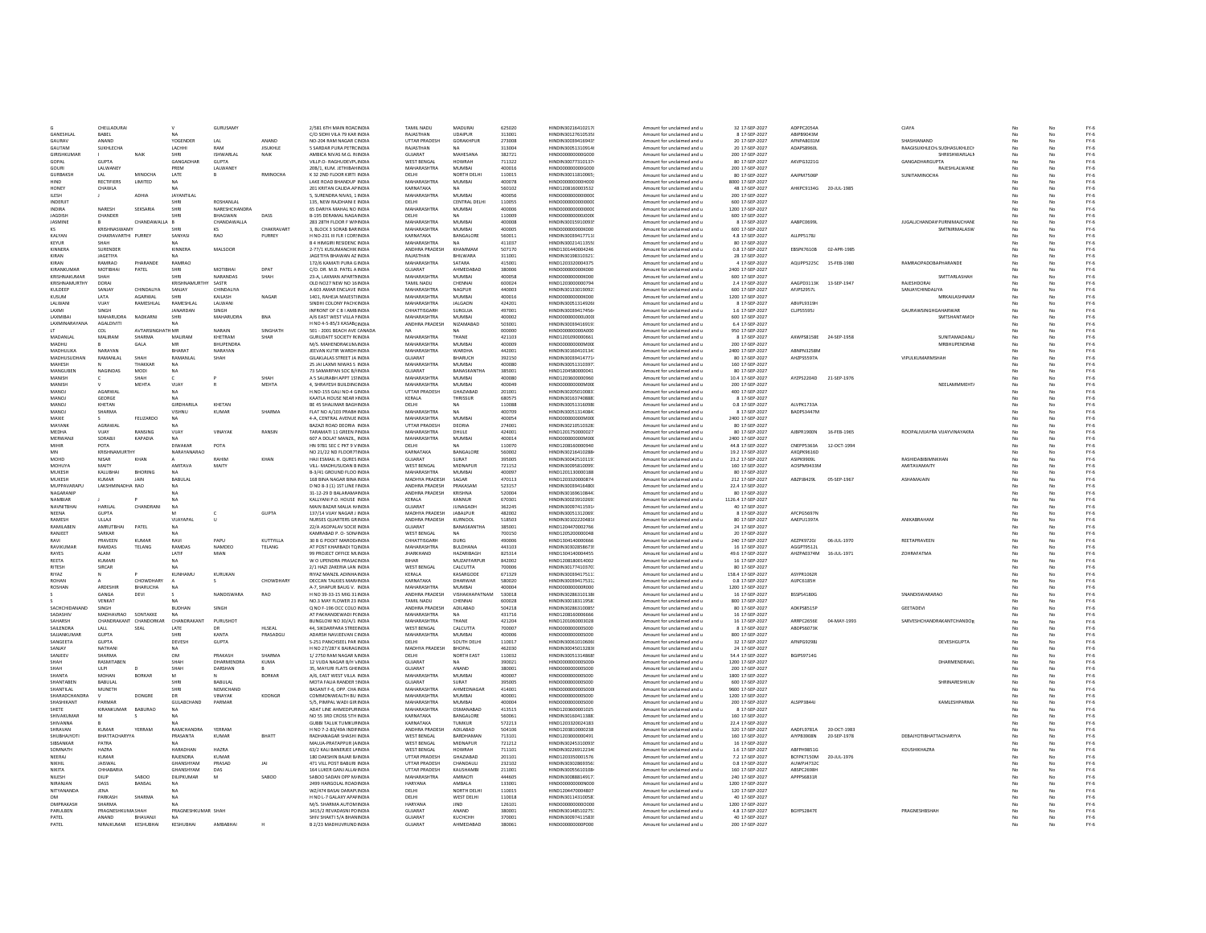| | | | | | | | | | | | | | | | | | | | | |
|---|---|---|---|---|---|---|---|---|---|---|---|---|---|---|---|---|---|---|---|---|
| G | CHELLADURAI | | V | GURUSAMY | | 2/581 6TH MAIN ROAD | INDIA | TAMIL NADU | MADURAI | 625020 | HINDIN30216410217 | Amount for unclaimed and u | 32 | 17-SEP-2027 | ADPPC2054A | | CJAYA | | No | No | FY-6 |
| GANESHLAL | BABEL | | NA | | | C/O SIDHI VILA 79 KAR | INDIA | RAJASTHAN | UDAIPUR | 313001 | HINDIN30127610535 | Amount for unclaimed and u | 8 | 17-SEP-2027 | ABIPB9043M | | | | No | No | FY-6 |
| GAURAV | ANAND | | YOGENDER | LAL | ANAND | NO-204 RAMI NAGAR C | INDIA | UTTAR PRADESH | GORAKHPUR | 273008 | HINDIN30039416943 | Amount for unclaimed and u | 20 | 17-SEP-2027 | AFNPA8031M | | SHASHIANAND | | No | No | FY-6 |
| GAUTAM | SUKHLECHA | | LACHHI | RAM | JISUKHLE | 5 SARDAR PURA PETRO | INDIA | RAJASTHAN | NA | 313004 | HINDIN30051310914 | Amount for unclaimed and u | 20 | 17-SEP-2027 | ADAPS8960L | | RAAGISUKHLECH | SUDHASUKHLECH | No | No | FY-6 |
| GIRISHKUMAR | I | NAIK | SHRI | ISHWARLAL | NAIK | AMBICA NIVAS M.G. R | INDIA | GUJARAT | MAHESANA | 382721 | HIN0000000000G000 | Amount for unclaimed and u | 200 | 17-SEP-2027 | | | | SHRISHWARLALN | No | No | FY-6 |
| GOPAL | GUPTA | | GANGADHAR | GUPTA | | VILLP.O- RAGHUDEVPU | INDIA | WEST BENGAL | HOWRAH | 711322 | HINDIN30077310137 | Amount for unclaimed and u | 80 | 17-SEP-2027 | AKVPG3221G | | GANGADHARGUPTA | | No | No | FY-6 |
| GOURI | LALWANEY | | PREM | LALWANEY | | 208/1, KUM. JETHIBAI | INDIA | MAHARASHTRA | MUMBAI | 400016 | HIN0000000000G000 | Amount for unclaimed and u | 200 | 17-SEP-2027 | | | | RAJESHLALWANE | No | No | FY-6 |
| GURBAKSH | LAL | MINOCHA | LATE | B | RMINOCHA | K 32 2ND FLOOR KIRTI | INDIA | DELHI | NORTH DELHI | 110015 | HINDIN30011810065 | Amount for unclaimed and u | 80 | 17-SEP-2027 | AAJPM7506P | | SUNITAMINOCHA | | No | No | FY-6 |
| HIND | RECTIFIERS | LIMITED | NA | | | LAKE ROAD BHANDUP | INDIA | MAHARASHTRA | MUMBAI | 400078 | HIN0000000000H000 | Amount for unclaimed and u | 8000 | 17-SEP-2027 | | | | | No | No | FY-6 |
| HONEY | CHAWLA | | NA | | | 201 KRITAN CALEDA AP | INDIA | KARNATAKA | NA | 560102 | HIN12081600003532 | Amount for unclaimed and u | 48 | 17-SEP-2027 | AHKPC9134G | 20-JUL-1985 | | | No | No | FY-6 |
| ILESH | J | ADHIA | JAYANTILAL | | | 5, SURENDRA NIVAS, 1 | INDIA | MAHARASHTRA | MUMBAI | 400056 | HIN0000000000I000 | Amount for unclaimed and u | 200 | 17-SEP-2027 | | | | | No | No | FY-6 |
| INDERJIT | | | SHRI | ROSHANLAL | | 135, NEW RAJDHANI E | INDIA | DELHI | CENTRAL DELHI | 110055 | HIN0000000000I000 | Amount for unclaimed and u | 600 | 17-SEP-2027 | | | | | No | No | FY-6 |
| INDIRA | NARESH | SEKSARIA | SHRI | NARESHCHANDRA | | 65 DARIYA MAHAL NO | INDIA | MAHARASHTRA | MUMBAI | 400006 | HIN0000000000I000 | Amount for unclaimed and u | 1200 | 17-SEP-2027 | | | | | No | No | FY-6 |
| JAGDISH | CHANDER | | SHRI | BHAGWAN | DASS | B-195 DERAMAL NAGA | INDIA | DELHI | NA | 110009 | HIN0000000000J000 | Amount for unclaimed and u | 600 | 17-SEP-2027 | | | | | No | No | FY-6 |
| JASMINE | B | CHANDAWALLA | B | CHANDAWALLA | | 283 28TH FLOOR F WIN | INDIA | MAHARASHTRA | MUMBAI | 400008 | HINDIN30015910093 | Amount for unclaimed and u | 8 | 17-SEP-2027 | AABPC0699L | | JUGALCHANDAN | PURNIMACHANE | No | No | FY-6 |
| KS | KRISHNASWAMY | | SHRI | KS | CHAKRAVART | 3, BLOCK 3 SORAB BAR | INDIA | MAHARASHTRA | MUMBAI | 400005 | HIN0000000000K000 | Amount for unclaimed and u | 600 | 17-SEP-2027 | | | | SMTNIRMALASW | No | No | FY-6 |
| KALYAN | CHAKRAVARTHI | PURREY | SANYASI | RAO | PURREY | H NO-231 III FLR I COR | INDIA | KARNATAKA | BANGALORE | 560011 | HINDIN30039417711 | Amount for unclaimed and u | 4.8 | 17-SEP-2027 | ALLPP5178J | | | | No | No | FY-6 |
| KEYUR | SHAH | | NA | | | B 4 HIMGIRI RESIDENC | INDIA | MAHARASHTRA | NA | 411037 | HINDIN30021411355 | Amount for unclaimed and u | 80 | 17-SEP-2027 | | | | | No | No | FY-6 |
| KINNERA | SURENDER | | KINNERA | MALSOOR | | 2-77/1 KUSUMANCHI | INDIA | ANDHRA PRADESH | KHAMMAM | 507170 | HIN13011440004246 | Amount for unclaimed and u | 0.8 | 17-SEP-2027 | EBSPK7610B | 02-APR-1985 | | | No | No | FY-6 |
| KIRAN | JAGETIYA | | NA | | | JAGETIYA BHAWAN AZ | INDIA | RAJASTHAN | BHILWARA | 311001 | HINDIN30198310321 | Amount for unclaimed and u | 28 | 17-SEP-2027 | | | | | No | No | FY-6 |
| KIRAN | RAMRAO | PHARANDE | RAMRAO | | | 172/6 KAMATI PURA G | INDIA | MAHARASHTRA | SATARA | 415001 | HIN12033200004375 | Amount for unclaimed and u | 4 | 17-SEP-2027 | AQUPP5225C | 15-FEB-1980 | RAMRAOPADOBAPHARANDE | | No | No | FY-6 |
| KIRANKUMAR | MOTIBHAI | PATEL | SHRI | MOTIBHAI | DPAT | C/O. DR. M.D. PATEL A | INDIA | GUJARAT | AHMEDABAD | 380006 | HIN0000000000K000 | Amount for unclaimed and u | 2400 | 17-SEP-2027 | | | | | No | No | FY-6 |
| KRISHNAKUMAR | SHAH | | SHRI | NARANDAS | SHAH | 23-A, LAXMAN APART | INDIA | MAHARASHTRA | MUMBAI | 400058 | HIN0000000000K000 | Amount for unclaimed and u | 600 | 17-SEP-2027 | | | | SMTTARLASHAH | No | No | FY-6 |
| KRISHNAMURTHY | DORAI | | KRISHNAMURTHY | SASTR | | OLD NO27 NEW NO 16 | INDIA | TAMIL NADU | CHENNAI | 600024 | HIN12030000000794 | Amount for unclaimed and u | 2.4 | 17-SEP-2027 | AAGPD3113K | 13-SEP-1947 | RAJESHDORAI | | No | No | FY-6 |
| KULDEEP | SANJAY | CHINDALIYA | SANJAY | CHINDALIYA | | A 603 AMAR ENCLAVE | INDIA | MAHARASHTRA | NAGPUR | 440003 | HINDIN30133019092 | Amount for unclaimed and u | 600 | 17-SEP-2027 | AFJPS2957L | | SANJAYCHINDALIYA | | No | No | FY-6 |
| KUSUM | LATA | AGARWAL | SHRI | KAILASH | NAGAR | 1401, RAHEJA MAJEST | INDIA | MAHARASHTRA | MUMBAI | 400016 | HIN0000000000K000 | Amount for unclaimed and u | 1200 | 17-SEP-2027 | | | | MRKAILASHNAGA | No | No | FY-6 |
| LALWANI | VIJAY | RAMESHLAL | RAMESHLAL | LALWANI | | SINDHI COLONY PACH | INDIA | MAHARASHTRA | JALGAON | 424201 | HINDIN30051314926 | Amount for unclaimed and u | 8 | 17-SEP-2027 | ABVPL9319H | | | | No | No | FY-6 |
| LAXMI | SINGH | | JANARDAN | SINGH | | INFRONT OF C B I AMB | INDIA | CHHATTISGARH | SURGUJA | 497001 | HINDIN30039417456 | Amount for unclaimed and u | 1.6 | 17-SEP-2027 | CLIPS5595J | | GAURAWSINGHGAHARWAR | | No | No | FY-6 |
| LAXMIBAI | MAHARUDRA | NADKARNI | SHRI | MAHARUDRA | BNA | A/6 EAST WEST VILLA | INDIA | MAHARASHTRA | MUMBAI | 400002 | HIN0000000000L000 | Amount for unclaimed and u | 600 | 17-SEP-2027 | | | | SMTSHANTAMOH | No | No | FY-6 |
| LAXMINARAYANA | AGALDIVITI | | NA | | | H.NO-4-5-85/3 KASABQ | INDIA | ANDHRA PRADESH | NIZAMABAD | 503001 | HINDIN30039416919 | Amount for unclaimed and u | 6.4 | 17-SEP-2027 | | | | | No | No | FY-6 |
| LT | COL | AVTARSINGHATH | MR | NARAIN | SINGHATH | 501 - 2001 BEACH AVE | CANADA | NA | NA | 000000 | HIN0000000000A000 | Amount for unclaimed and u | 950 | 17-SEP-2027 | | | | | No | No | FY-6 |
| MADANLAL | MALIRAM | SHARMA | MALIRAM | KHETRAM | SHAR | GURUDATT SOCIETY R | INDIA | MAHARASHTRA | THANE | 421103 | HIN12010900000661 | Amount for unclaimed and u | 8 | 17-SEP-2027 | AXWPS8158E | 24-SEP-1958 | | SUNITAMADANLA | No | No | FY-6 |
| MADHU | B | GALA | MR | BHUPENDRA | | M/S. MAHENDRAKUM | INDIA | MAHARASHTRA | MUMBAI | 400009 | HIN0000000000M000 | Amount for unclaimed and u | 200 | 17-SEP-2027 | | | | MRBHUPENDRAB | No | No | FY-6 |
| MADHULIKA | NARAYAN | | BHARAT | NARAYAN | | JEEVAN KUTIR WARDH | INDIA | MAHARASHTRA | WARDHA | 442001 | HINDIN30160410134 | Amount for unclaimed and u | 2400 | 17-SEP-2027 | ABNPN3258M | | | | No | No | FY-6 |
| MADHUSUDHAN | RAMANLAL | SHAH | RAMANLAL | SHAH | | GILAKLALAS STREET JA | INDIA | GUJARAT | BHARUCH | 392150 | HINDIN30039414771 | Amount for unclaimed and u | 80 | 17-SEP-2027 | AHZPS5597A | | VIPULKUMARMSHAH | | No | No | FY-6 |
| MAHESH | N | THAKKAR | NA | | | 25 JAI LAXMI NIWAS S | INDIA | MAHARASHTRA | MUMBAI | 400080 | HINDIN30051310397 | Amount for unclaimed and u | 160 | 17-SEP-2027 | | | | | No | No | FY-6 |
| MANGUBEN | NAGINDAS | MODI | NA | | | 73 SAMARPAN SOC B/ | INDIA | GUJARAT | BANASKANTHA | 385001 | HIN12045800000041 | Amount for unclaimed and u | 80 | 17-SEP-2027 | | | | | No | No | FY-6 |
| MANISH | C | SHAH | C | P | SHAH | A 5 SAURABH APPT 1S | INDIA | MAHARASHTRA | MUMBAI | 400080 | HIN12036000000960 | Amount for unclaimed and u | 10.4 | 17-SEP-2027 | AYZPS2204D | 21-SEP-1976 | | | No | No | FY-6 |
| MANISH | V | MEHTA | VIJAY | R | MEHTA | 4, SHRAYESH BUILDING | INDIA | MAHARASHTRA | MUMBAI | 400049 | HIN0000000000M000 | Amount for unclaimed and u | 200 | 17-SEP-2027 | | | | NEELAMMMEHTA | No | No | FY-6 |
| MANOJ | AGARWAL | | NA | | | H NO-155 GALI NO-4 G | INDIA | UTTAR PRADESH | GHAZIABAD | 201001 | HINDIN30205010083 | Amount for unclaimed and u | 400 | 17-SEP-2027 | | | | | No | No | FY-6 |
| MANOJ | GEORGE | | NA | | | KAATLA HOUSE NEAR | INDIA | KERALA | THRISSUR | 680575 | HINDIN30163740888 | Amount for unclaimed and u | 8 | 17-SEP-2027 | | | | | No | No | FY-6 |
| MANOJ | KHETAN | | GIRDHARILA | KHETAN | | BE 45 SHALIMAR BAGH | INDIA | DELHI | NA | 110088 | HINDIN30051316098 | Amount for unclaimed and u | 0.8 | 17-SEP-2027 | ALVPK1733A | | | | No | No | FY-6 |
| MANOJ | SHARMA | | VISHNU | KUMAR | SHARMA | FLAT NO A/103 PRABH | INDIA | MAHARASHTRA | NA | 400709 | HINDIN30051314084 | Amount for unclaimed and u | 8 | 17-SEP-2027 | BADPS3447M | | | | No | No | FY-6 |
| MAXIE | S | FELIZARDO | NA | | | 4-A, CENTRAL AVENUE | INDIA | MAHARASHTRA | MUMBAI | 400054 | HIN0000000000M000 | Amount for unclaimed and u | 2400 | 17-SEP-2027 | | | | | No | No | FY-6 |
| MAYANK | AGRAWAL | | NA | | | BAZAZI ROAD DEORIA | INDIA | UTTAR PRADESH | DEORIA | 274001 | HINDIN30210510328 | Amount for unclaimed and u | 80 | 17-SEP-2027 | | | | | No | No | FY-6 |
| MEDHA | VIJAY | RANSING | VIJAY | VINAYAK | RANSIN | TARAMATI 11 GREEN P | INDIA | MAHARASHTRA | DHULE | 424001 | HIN12017500000027 | Amount for unclaimed and u | 80 | 17-SEP-2027 | AJBPR1900N | 16-FEB-1965 | ROOPALIVIJAYRA | VIJAYVINAYAKRA | No | No | FY-6 |
| MERWANJI | SORABJI | KAPADIA | NA | | | 607 A DOLAT MANZIL, | INDIA | MAHARASHTRA | MUMBAI | 400014 | HIN0000000000M000 | Amount for unclaimed and u | 2400 | 17-SEP-2027 | | | | | No | No | FY-6 |
| MIHIR | POTA | | DIWAKAR | POTA | | HN 9781 SEC C PKT 9 V | INDIA | DELHI | NA | 110070 | HIN12081600000940 | Amount for unclaimed and u | 44.8 | 17-SEP-2027 | CNEPP5363A | 12-OCT-1994 | | | No | No | FY-6 |
| MN | KRISHNAMURTHY | | NARAYANARAO | | | NO 21/22 ND FLOOR7T | INDIA | KARNATAKA | BANGALORE | 560002 | HINDIN30216410288 | Amount for unclaimed and u | 19.2 | 17-SEP-2027 | AXDPK9616D | | | | No | No | FY-6 |
| MOHD | NISAR | KHAN | A | RAHIM | KHAN | HAJI ESMAIL H. QURES | INDIA | GUJARAT | SURAT | 395005 | HINDIN30042510119 | Amount for unclaimed and u | 23.2 | 17-SEP-2027 | ASIPK9909L | | RASHIDABIBINNKHAN | | No | No | FY-6 |
| MOHUYA | MAITY | | AMITAVA | MAITY | | VILL- MADHUSUDAN B | INDIA | WEST BENGAL | MIDNAPUR | 721152 | HINDIN30095810099 | Amount for unclaimed and u | 160 | 17-SEP-2027 | AOSPM9433M | | AMITAVAMAITY | | No | No | FY-6 |
| MUKESH | KALLUBHAI | BHORING | NA | | | B-3/41 GROUND FLOO | INDIA | MAHARASHTRA | MUMBAI | 400097 | HIN12011300000188 | Amount for unclaimed and u | 80 | 17-SEP-2027 | | | | | No | No | FY-6 |
| MUKESH | KUMAR | JAIN | BABULAL | | | 168 BINA NAGAR BINA | INDIA | MADHYA PRADESH | SAGAR | 470113 | HIN12033200000874 | Amount for unclaimed and u | 212 | 17-SEP-2027 | ABZPJ8429L | 05-SEP-1967 | ASHAMAJAIN | | No | No | FY-6 |
| MUPPAVARAPU | LAKSHMINADHA | RAO | NA | | | D NO 8-3(1) 1ST LINE F | INDIA | ANDHRA PRADESH | PRAKASAM | 523157 | HINDIN30039416480 | Amount for unclaimed and u | 22.4 | 17-SEP-2027 | | | | | No | No | FY-6 |
| NAGARANIP | | | NA | | | 31-12-29 D BALARAMA | INDIA | ANDHRA PRADESH | KRISHNA | 520004 | HINDIN30169610844 | Amount for unclaimed and u | 80 | 17-SEP-2027 | | | | | No | No | FY-6 |
| NAMBIAR | J | | NA | | | KALLYANI P.O. HOUSE | INDIA | KERALA | KANNUR | 670301 | HINDIN30023910269 | Amount for unclaimed and u | 1126.4 | 17-SEP-2027 | | | | | No | No | FY-6 |
| NAVNITBHAI | HARILAL | CHANDRANI | NA | | | MAIN BAZAR MALIA H | INDIA | GUJARAT | JUNAGADH | 362245 | HINDIN30097411591 | Amount for unclaimed and u | 40 | 17-SEP-2027 | | | | | No | No | FY-6 |
| NEENA | GUPTA | | M | C | GUPTA | 137/14 VIJAY NAGAR J | INDIA | MADHYA PRADESH | JABALPUR | 482002 | HINDIN30051312069 | Amount for unclaimed and u | 8 | 17-SEP-2027 | AFCPG5697N | | | | No | No | FY-6 |
| RAMESH | ULLAJI | | VIJAYAPAL | U | | NURSES QUARTERS GR | INDIA | ANDHRA PRADESH | KURNOOL | 518503 | HINDIN30102220481 | Amount for unclaimed and u | 80 | 17-SEP-2027 | AAEPU1397A | | ANIKABRAHAM | | No | No | FY-6 |
| RAMILABEN | AMRUTBHAI | PATEL | NA | | | 22/A ASOPALAV SOCIE | INDIA | GUJARAT | BANASKANTHA | 385001 | HIN12044700002766 | Amount for unclaimed and u | 24 | 17-SEP-2027 | | | | | No | No | FY-6 |
| RANJEET | SARKAR | | NA | | | KAMRABAD P. O- SON | INDIA | WEST BENGAL | NA | 700150 | HIN12052000000048 | Amount for unclaimed and u | 20 | 17-SEP-2027 | | | | | No | No | FY-6 |
| RAVI | PRAVEEN | KUMAR | RAVI | PAPU | KUTTYILLA | 30 B G POCKT NAHRDI | INDIA | CHHATTISGARH | DURG | 490006 | HIN13041400000666 | Amount for unclaimed and u | 240 | 17-SEP-2027 | AEZPK9720J | 06-JUL-1970 | REETAPRAVEEN | | No | No | FY-6 |
| RAVIKUMAR | RAMDAS | TELANG | RAMDAS | NAMDEO | TELANG | AT POST KHARBADI TO | INDIA | MAHARASHTRA | BULDHANA | 443103 | HINDIN30302858673 | Amount for unclaimed and u | 16 | 17-SEP-2027 | AGGPT9512L | | | | No | No | FY-6 |
| RAYES | ALAM | | LATIF | MIAN | | 99 PROJECT OFFICE M | INDIA | JHARKHAND | HAZARIBAGH | 825314 | HIN13041400004455 | Amount for unclaimed and u | 49.6 | 17-SEP-2027 | AHZPA0374M | 16-JUL-1971 | ZOHRAFATMA | | No | No | FY-6 |
| REETA | KUMARI | | NA | | | W O UPENDRA PRASAI | INDIA | BIHAR | MUZAFFARPUR | 842002 | HIN12081800014002 | Amount for unclaimed and u | 16 | 17-SEP-2027 | | | | | No | No | FY-6 |
| RITESH | SIRCAR | | NA | | | 2/1 HAZI ZAKERIA LAN | INDIA | WEST BENGAL | CALCUTTA | 700006 | HINDIN30177410570 | Amount for unclaimed and u | 80 | 17-SEP-2027 | | | | | No | No | FY-6 |
| RIYAZ | N | P | KUNHAMU | KURUKAN | | RIYAZ MANZIL AGNIHA | INDIA | KERALA | KASARGODE | 671329 | HINDIN30039417511 | Amount for unclaimed and u | 158.4 | 17-SEP-2027 | ASYPR1062R | | | | No | No | FY-6 |
| ROHAN | A | CHOWDHARY | A | S | CHOWDHARY | DECCAN TALKIES MAR | INDIA | KARNATAKA | DHARWAR | 580020 | HINDIN30039417531 | Amount for unclaimed and u | 0.8 | 17-SEP-2027 | AIJPC6185H | | | | No | No | FY-6 |
| ROSHAN | ARDESHIR | BHARUCHA | NA | | | A-7, SHAPUR BAUG V. | INDIA | MAHARASHTRA | MUMBAI | 400004 | HIN0000000000R000 | Amount for unclaimed and u | 1200 | 17-SEP-2027 | | | | | No | No | FY-6 |
| S | GANGA | DEVI | S | NANDISWARA | RAO | H NO 39-33-15 MIG 31 | INDIA | ANDHRA PRADESH | VISHAKHAPATNAM | 530018 | HINDIN30286310138 | Amount for unclaimed and u | 16 | 17-SEP-2027 | BSSPS4180G | | SNANDISWARARAO | | No | No | FY-6 |
| S | VENKAT | | NA | | | NO.3 MAY FLOWER 23 | INDIA | TAMIL NADU | CHENNAI | 600028 | HINDIN30018311958 | Amount for unclaimed and u | 800 | 17-SEP-2027 | | | | | No | No | FY-6 |
| SACHCHIDANAND | SINGH | | BUDHAN | SINGH | | Q NO F-196 OCC COLO | INDIA | ANDHRA PRADESH | ADILABAD | 504218 | HINDIN30286310085 | Amount for unclaimed and u | 80 | 17-SEP-2027 | AOKPS8515P | | GEETADEVI | | No | No | FY-6 |
| SADASHIV | MADHAVRAO | SONTAKKE | NA | | | AT PAKHANDEWADI P | INDIA | MAHARASHTRA | NA | 431716 | HIN12081600006666 | Amount for unclaimed and u | 16 | 17-SEP-2027 | | | | | No | No | FY-6 |
| SAHARSH | CHANDRAKANT | CHANDORKAR | CHANDRAKANT | PURUSHOT | | BUNGLOW NO 30/A/1 | INDIA | MAHARASHTRA | THANE | 421204 | HIN13020060003028 | Amount for unclaimed and u | 16 | 17-SEP-2027 | ARRPC2656E | 04-MAY-1993 | SARVESHCHANDRAKANTCHANDOR | | No | No | FY-6 |
| SAILENDRA | LALL | SEAL | LATE | DR | HLSEAL | 44, SIKDARPARA STREE | INDIA | WEST BENGAL | CALCUTTA | 700007 | HIN0000000000S000 | Amount for unclaimed and u | 8 | 17-SEP-2027 | ABDPS6073K | | | | No | No | FY-6 |
| SAJJANKUMAR | GUPTA | | SHRI | KANTA | PRASADGU | ADARSH NAVJEEVAN C | INDIA | MAHARASHTRA | MUMBAI | 400006 | HIN0000000000S000 | Amount for unclaimed and u | 800 | 17-SEP-2027 | | | | | No | No | FY-6 |
| SANGEETA | GUPTA | | DEVESH | GUPTA | | S-251 PANCHSEEL PAR | INDIA | DELHI | SOUTH DELHI | 110017 | HINDIN30051310609 | Amount for unclaimed and u | 32 | 17-SEP-2027 | AFNPG9298J | | | DEVESHGUPTA | No | No | FY-6 |
| SANJAY | NATHANI | | NA | | | H NO 27/287 K BAIRAG | INDIA | MADHYA PRADESH | BHOPAL | 462030 | HINDIN30045013283 | Amount for unclaimed and u | 24 | 17-SEP-2027 | | | | | No | No | FY-6 |
| SANJEEV | SHARMA | | OM | PRAKASH | SHARMA | 1/ 2750 RAM NAGAR N | INDIA | DELHI | NORTH EAST | 110032 | HINDIN30051314868 | Amount for unclaimed and u | 54.4 | 17-SEP-2027 | BGIPS9714G | | | | No | No | FY-6 |
| SHAH | RASMITABEN | | SHAH | DHARMENDRA | KUMA | 12 VUDA NAGAR B/H V | INDIA | GUJARAT | NA | 390021 | HIN0000000000S000 | Amount for unclaimed and u | 1200 | 17-SEP-2027 | | | | DHARMENDRAKL | No | No | FY-6 |
| SHAH | ULPI | D | SHAH | DARSHAN | B | 35, MAYURI FLATS GHI | INDIA | GUJARAT | ANAND | 380001 | HIN0000000000S000 | Amount for unclaimed and u | 200 | 17-SEP-2027 | | | | | No | No | FY-6 |
| SHANTA | MOHAN | BORKAR | M | N | BORKAR | A/6, EAST WEST VILLA | INDIA | MAHARASHTRA | MUMBAI | 400007 | HIN0000000000S000 | Amount for unclaimed and u | 1800 | 17-SEP-2027 | | | | | No | No | FY-6 |
| SHANTABEN | BABULAL | | SHRI | BABULAL | | MOTA FALIA RANDER 1 | INDIA | GUJARAT | SURAT | 395005 | HIN0000000000S000 | Amount for unclaimed and u | 600 | 17-SEP-2027 | | | | SHRINARESHKUM | No | No | FY-6 |
| SHANTILAL | MUNOTH | | SHRI | NEMICHAND | | BASANT F-6, OPP. CHA | INDIA | MAHARASHTRA | AHMEDNAGAR | 414001 | HIN0000000000S000 | Amount for unclaimed and u | 9600 | 17-SEP-2027 | | | | | No | No | FY-6 |
| SHARADCHANDRA | V | DONGRE | DR | VINAYAK | KDONGR | COMMONWEALTH BU | INDIA | MAHARASHTRA | MUMBAI | 400001 | HIN0000000000S000 | Amount for unclaimed and u | 1200 | 17-SEP-2027 | | | | | No | No | FY-6 |
| SHASHIKANT | PARMAR | | GULABCHAND | PARMAR | | 5/5, PIMPAL WADI GIR | INDIA | MAHARASHTRA | MUMBAI | 400004 | HIN0000000000S000 | Amount for unclaimed and u | 200 | 17-SEP-2027 | ALSPP3844J | | | KAMLESHPARMA | No | No | FY-6 |
| SHETE | KIRANKUMAR | BABURAO | NA | | | ADAT LINE AHMEDPUR | INDIA | MAHARASHTRA | OSMANABAD | 413515 | HIN12036000001025 | Amount for unclaimed and u | 8 | 17-SEP-2027 | | | | | No | No | FY-6 |
| SHIVAKUMAR | M | S | NA | | | NO 55 3RD CROSS 5TH | INDIA | KARNATAKA | BANGALORE | 560061 | HINDIN30160411388 | Amount for unclaimed and u | 160 | 17-SEP-2027 | | | | | No | No | FY-6 |
| SHIVANNA | B | | NA | | | GUBBI TALUK TUMKUR | INDIA | KARNATAKA | TUMKUR | 572213 | HIN12033200024183 | Amount for unclaimed and u | 22.4 | 17-SEP-2027 | | | | | No | No | FY-6 |
| SHRAVAN | KUMAR | YERRAM | RAMCHANDRA | YERRAM | | H NO 7-2-83/49A INDII | INDIA | ANDHRA PRADESH | ADILABAD | 504106 | HIN12038100000238 | Amount for unclaimed and u | 320 | 17-SEP-2027 | AADFL9781A | 20-OCT-1983 | | | No | No | FY-6 |
| SHUBHAJYOTI | BHATTACHARYYA | | PRASANTA | KUMAR | BHATT | RADHANAGAR SHASHI | INDIA | WEST BENGAL | BARDHAMAN | 713101 | HIN12030000000491 | Amount for unclaimed and u | 160 | 17-SEP-2027 | AIYPB3908N | 20-SEP-1978 | DEBAJYOTIBHATTACHARYYA | | No | No | FY-6 |
| SIBSANKAR | PATRA | | NA | | | MALUA-PRATAPPUR J | INDIA | WEST BENGAL | MIDNAPUR | 721212 | HINDIN30245310093 | Amount for unclaimed and u | 16 | 17-SEP-2027 | | | | | No | No | FY-6 |
| SOMNATH | HAZRA | | HARADHAN | HAZRA | | 63/2 KALI BANERJEE L | INDIA | WEST BENGAL | HOWRAH | 711101 | HINDIN30226912234 | Amount for unclaimed and u | 1.6 | 17-SEP-2027 | ABFPH9851G | | KOUSHIKHAZRA | | No | No | FY-6 |
| NEERAJ | KUMAR | | RAJENDRA | KUMAR | | 180 DAKSHIN BAJAR B | INDIA | UTTAR PRADESH | GHAZIABAD | 201101 | HIN12033500001576 | Amount for unclaimed and u | 7.2 | 17-SEP-2027 | BCFPK7150M | 20-JUL-1976 | | | No | No | FY-6 |
| NIKHIL | JAISWAL | | GHANSHYAM | PRASAD | JAI | 471 VILL POST BABURI | INDIA | UTTAR PRADESH | CHANDAULI | 232102 | HINDIN30302869356 | Amount for unclaimed and u | 0.8 | 17-SEP-2027 | AUWPJ4732C | | | | No | No | FY-6 |
| NIKITA | CHHABARIA | | GHANSHYAM | DAS | | 164 LUKER GANJ ALLA | INDIA | UTTAR PRADESH | KAUSHAMBI | 211001 | HINDIN30055610108 | Amount for unclaimed and u | 160 | 17-SEP-2027 | ABSPC2698H | | | | No | No | FY-6 |
| NILESH | DILIP | SABOO | DILIPKUMAR | M | SABOO | SABOO SADAN OPP M | INDIA | MAHARASHTRA | AMRAOTI | 444605 | HINDIN30088814917 | Amount for unclaimed and u | 240 | 17-SEP-2027 | APPPS6831R | | | | No | No | FY-6 |
| NIRANJAN | DASS | BANSAL | NA | | | 2499 HARGOLAL ROAD | INDIA | HARYANA | AMBALA | 133001 | HIN0000000000N000 | Amount for unclaimed and u | 1200 | 17-SEP-2027 | | | | | No | No | FY-6 |
| NITYANANDA | JENA | | NA | | | WZ/474 BASAI DARAPU | INDIA | DELHI | NORTH DELHI | 110015 | HIN12044700004807 | Amount for unclaimed and u | 16 | 17-SEP-2027 | | | | | No | No | FY-6 |
| OM | PARKASH | SHARMA | NA | | | H NO L-7 GALAXY APA | INDIA | DELHI | WEST DELHI | 110018 | HINDIN30114310058 | Amount for unclaimed and u | 40 | 17-SEP-2027 | | | | | No | No | FY-6 |
| OMPRAKASH | SHARMA | | NA | | | M/S. SHARMA AUTOM | INDIA | HARYANA | JIND | 126101 | HIN0000000000O000 | Amount for unclaimed and u | 1200 | 17-SEP-2027 | | | | | No | No | FY-6 |
| PARULBEN | PRAGNESHKUMA | SHAH | PRAGNESHKUMAR | SHAH | | 3415/2 REVADIVAN PO | INDIA | GUJARAT | ANAND | 380001 | HINDIN30148510275 | Amount for unclaimed and u | 4.8 | 17-SEP-2027 | BGYPS2847E | | PRAGNESHBSHAH | | No | No | FY-6 |
| PATEL | ANAND | BHAVANJI | NA | | | SHIV SHAKTI 5/A BHAN | INDIA | GUJARAT | KUCHCHH | 370001 | HINDIN30097411589 | Amount for unclaimed and u | 40 | 17-SEP-2027 | | | | | No | No | FY-6 |
| PATEL | NIRAJKUMAR | KESHUBHAI | KESHUBHAI | AMBABHAI | H | B 2/23 MADHUVRUND | INDIA | GUJARAT | AHMEDABAD | 380061 | HIN0000000000P000 | Amount for unclaimed and u | 200 | 17-SEP-2027 | | | | | No | No | FY-6 |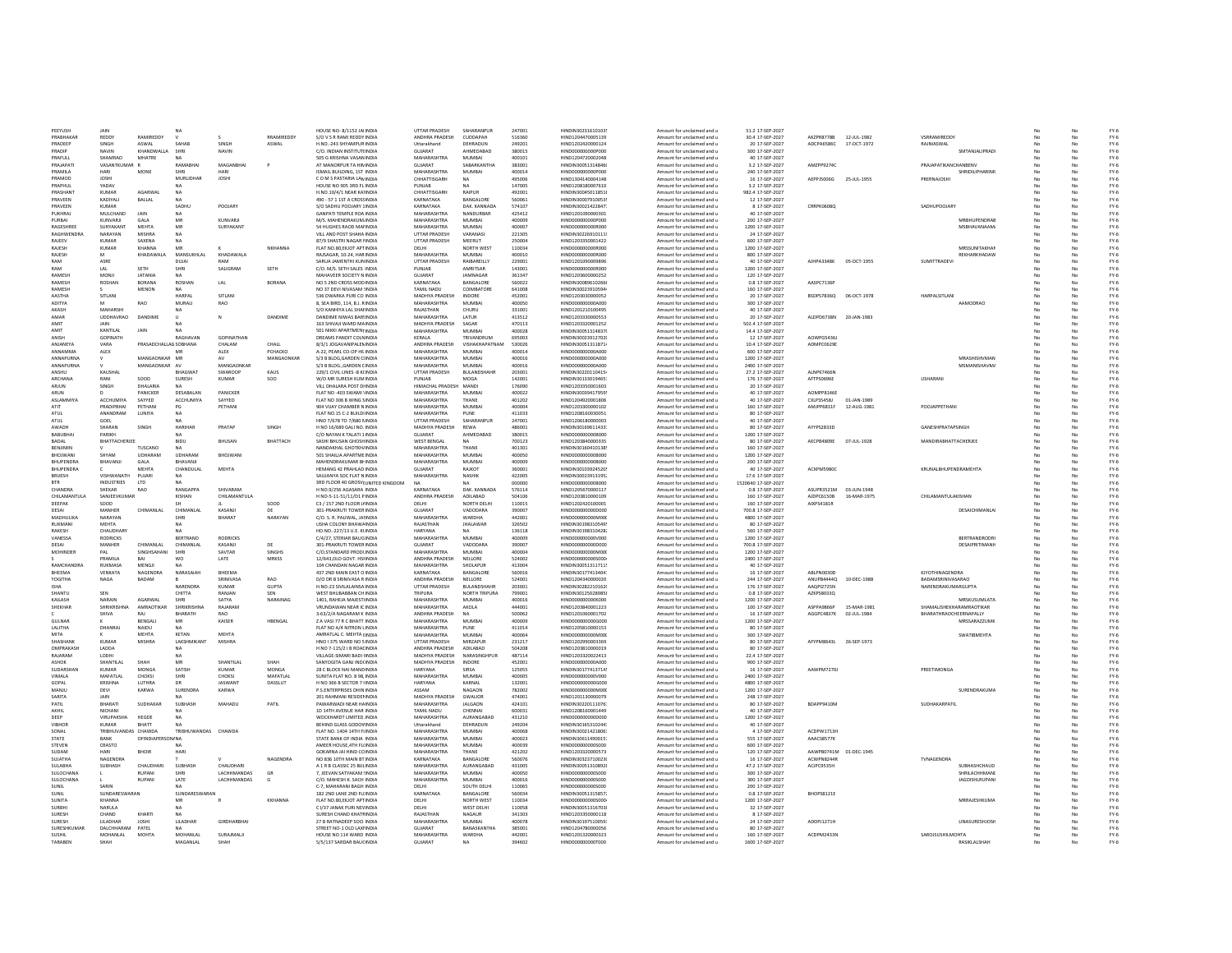| | | | | | | | | | | | | | | | | | | | | | |
|---|---|---|---|---|---|---|---|---|---|---|---|---|---|---|---|---|---|---|---|---|---|
| PEEYUSH | JAIN | | NA | | | HOUSE NO- 8/1152 JAI | INDIA | UTTAR PRADESH | SAHARANPUR | 247001 | HINDIN30231610103 | Amount for unclaimed and u | 51.2 | 17-SEP-2027 | | | | | No | No | FY-6 |
| PRABHAKAR | REDDY | RAMIREDDY | V | S | RRAMIREDDY | S/O V S R RAMI REDDY | INDIA | ANDHRA PRADESH | CUDDAPAH | 516360 | HIND1204470005139 | Amount for unclaimed and u | 30.4 | 17-SEP-2027 | AKZPR8778B | 12-JUL-1982 | VSRRAMIREDDY | | No | No | FY-6 |
| PRADEEP | SINGH | ASWAL | SAHAB | SINGH | ASWAL | H.NO.-243 SHYAMPUR | INDIA | Uttarakhand | DEHRADUN | 249201 | HIND1202420000124 | Amount for unclaimed and u | 20 | 17-SEP-2027 | ADCPA6586C | 17-OCT-1972 | RAJNIASWAL | | No | No | FY-6 |
| PRADIP | NAVIN | KHANDWALLA | SHRI | NAVIN | | C/O. INDIAN INSTITUTE | INDIA | GUJARAT | AHMEDABAD | 380015 | HIND000000000P000 | Amount for unclaimed and u | 300 | 17-SEP-2027 | | | | SMTANJALIPRADI | No | No | FY-6 |
| PRAFULL | SHAMRAO | MHATRE | NA | | | 505 G KRISHNA VASAN | INDIA | MAHARASHTRA | MUMBAI | 400101 | HIND1204720002048 | Amount for unclaimed and u | 40 | 17-SEP-2027 | | | | | No | No | FY-6 |
| PRAJAPATI | VASANTKUMAR | R | RAMABHAI | MAGANBHAI | P | AT MANDRPUR TA HIN | INDIA | GUJARAT | SABARKANTHA | 383001 | HINDIN30051314846 | Amount for unclaimed and u | 3.2 | 17-SEP-2027 | AMZPP9274C | | PRAJAPATIKANCHANBENV | | No | No | FY-6 |
| PRAMILA | HARI | MONE | SHRI | HARI | | ISMAIL BUILDING, 1ST | INDIA | MAHARASHTRA | MUMBAI | 400014 | HIND000000000P000 | Amount for unclaimed and u | 240 | 17-SEP-2027 | | | | SHRIDILIPHARIM | No | No | FY-6 |
| PRAMOD | JOSHI | | MURLIDHAR | JOSHI | | C O M S PASTARIA LA | INDIA | CHHATTISGARH | NA | 495006 | HIND1304140004148 | Amount for unclaimed and u | 16 | 17-SEP-2027 | AEPPJ5006G | 25-JUL-1955 | PREMJALJOSHI | | No | No | FY-6 |
| PRAPHUL | YADAV | | NA | | | HOUSE NO 905 3RD FL | INDIA | PUNJAB | NA | 147005 | HIND1208180007610 | Amount for unclaimed and u | 3.2 | 17-SEP-2027 | | | | | No | No | FY-6 |
| PRASHANT | KUMAR | AGARWAL | NA | | | H.NO.10/4/1 NEAR KAI | INDIA | CHHATTISGARH | RAIPUR | 492001 | HINDIN30045011851 | Amount for unclaimed and u | 982.4 | 17-SEP-2027 | | | | | No | No | FY-6 |
| PRAVEEN | KADIYALI | BALLAL | NA | | | 490 - 57 1 1ST A CROSS | INDIA | KARNATAKA | BANGALORE | 560061 | HINDIN30007910053 | Amount for unclaimed and u | 12 | 17-SEP-2027 | | | | | No | No | FY-6 |
| PRAVEEN | KUMAR | | SADHU | POOJARY | | S/O SADHU POOJARY | INDIA | KARNATAKA | DAK. KANNADA | 574107 | HINDIN30021422847 | Amount for unclaimed and u | 8 | 17-SEP-2027 | CRRPK0608Q | | SADHUPOOJARY | | No | No | FY-6 |
| PUKHRAJ | MULCHAND | JAIN | NA | | | GANPATI TEMPLE RDA | INDIA | MAHARASHTRA | NANDURBAR | 425412 | HIND1201090000301 | Amount for unclaimed and u | 40 | 17-SEP-2027 | | | | | No | No | FY-6 |
| PURBAI | KUNVARJI | GALA | MR | KUNVARJI | | M/S. MAHENDRAKUM | INDIA | MAHARASHTRA | MUMBAI | 400009 | HIND000000000P000 | Amount for unclaimed and u | 200 | 17-SEP-2027 | | | | MRBHUPENDRAB | No | No | FY-6 |
| RAGESHREE | SURYAKANT | MEHTA | MR | SURYAKANT | | 54 HUGHES RAOD MAF | INDIA | MAHARASHTRA | MUMBAI | 400007 | HIND000000000R000 | Amount for unclaimed and u | 1200 | 17-SEP-2027 | | | | MSBHAVANAMA | No | No | FY-6 |
| RAGHWENDRA | NARAYAN | MISHRA | NA | | | VILL AND POST SHAHA | INDIA | UTTAR PRADESH | VARANASI | 221305 | HINDIN30226910111 | Amount for unclaimed and u | 24 | 17-SEP-2027 | | | | | No | No | FY-6 |
| RAJEEV | KUMAR | SAXENA | NA | | | 87/9 SHASTRI NAGAR M | INDIA | UTTAR PRADESH | MEERUT | 250004 | HIND1203350001422 | Amount for unclaimed and u | 600 | 17-SEP-2027 | | | | | No | No | FY-6 |
| RAJESH | KUMAR | KHANNA | MR | K | NKHANNA | FLAT NO.80,EKJOT APT | INDIA | DELHI | NORTH WEST | 110034 | HIND000000000R000 | Amount for unclaimed and u | 1200 | 17-SEP-2027 | | | | MRSSUNITAKHAN | No | No | FY-6 |
| RAJESH | M | KHADAWALA | MANSUKHLAL | KHADAWALA | | RAJSAGAR, 10-24, HAR | INDIA | MAHARASHTRA | MUMBAI | 400010 | HIND000000000R000 | Amount for unclaimed and u | 800 | 17-SEP-2027 | | | | REKHARKHADAW | No | No | FY-6 |
| RAM | ASRE | | DUJAI | RAM | | SARUA JAMENTHI KUN | INDIA | UTTAR PRADESH | RAIBAREILLY | 229001 | HIND1201090009896 | Amount for unclaimed and u | 40 | 17-SEP-2027 | AJHPA3348K | 05-OCT-1955 | SUMITTRADEVI | | No | No | FY-6 |
| RAM | LAL | SETH | SHRI | SALIGRAM | SETH | C/O. M/S. SETH SALES | INDIA | PUNJAB | AMRITSAR | 143001 | HIND000000000R000 | Amount for unclaimed and u | 1200 | 17-SEP-2027 | | | | | No | No | FY-6 |
| RAMESH | MONJI | JATANIA | NA | | | MAHAVEER SOCIETY N | INDIA | GUJARAT | JAMNAGAR | 361347 | HIND1203600000252 | Amount for unclaimed and u | 120 | 17-SEP-2027 | | | | | No | No | FY-6 |
| RAMESH | ROSHAN | BORANA | ROSHAN | LAL | BORANA | NO 5 2ND CROSS MOD | INDIA | KARNATAKA | BANGALORE | 560022 | HINDIN30089610266 | Amount for unclaimed and u | 0.8 | 17-SEP-2027 | AASPC7136P | | | | No | No | FY-6 |
| RAMESH | S | MENON | NA | | | NO 37 DEVI NIVASAM S | INDIA | TAMIL NADU | COIMBATORE | 641008 | HINDIN30023910594 | Amount for unclaimed and u | 160 | 17-SEP-2027 | | | | | No | No | FY-6 |
| AASTHA | SITLANI | | HARPAL | SITLANI | | 536 DWARKA PURI CO | INDIA | MADHYA PRADESH | INDORE | 452001 | HIND1203030000052 | Amount for unclaimed and u | 20 | 17-SEP-2027 | BSDPS7836Q | 06-OCT-1978 | HARPALSITLANI | | No | No | FY-6 |
| ADITYA | M | RAO | MURALI | RAO | | 8, SEA BIRD, 114, B.J. R | INDIA | MAHARASHTRA | MUMBAI | 400050 | HIND000000000A000 | Amount for unclaimed and u | 300 | 17-SEP-2027 | | | | AAMODRAO | No | No | FY-6 |
| AKASH | MAHARSHI | | NA | | | S/O KANHIYA LAL SHAF | INDIA | RAJASTHAN | CHURU | 331001 | HIND1201210100495 | Amount for unclaimed and u | 40 | 17-SEP-2027 | | | | | No | No | FY-6 |
| AMAR | UDDHAVRAO | DANDIME | U | N | DANDIME | DANDIME NIWAS BARE | INDIA | MAHARASHTRA | LATUR | 413512 | HIND1203330000553 | Amount for unclaimed and u | 20 | 17-SEP-2027 | ALDPD6738N | 20-JAN-1983 | | | No | No | FY-6 |
| AMIT | JAIN | | NA | | | 163 SHIVAJI WARD MA | INDIA | MADHYA PRADESH | SAGAR | 470113 | HIND1203320001252 | Amount for unclaimed and u | 502.4 | 17-SEP-2027 | | | | | No | No | FY-6 |
| AMIT | KANTILAL | JAIN | NA | | | 501 NIKKI APARTMENT | INDIA | MAHARASHTRA | MUMBAI | 400028 | HINDIN30051314837 | Amount for unclaimed and u | 14.4 | 17-SEP-2027 | | | | | No | No | FY-6 |
| ANISH | GOPINATH | | RAGHAVAN | GOPINATHAN | | DREAMS PANDIT COLN | INDIA | KERALA | TRIVANDRUM | 695003 | HINDIN30023912702 | Amount for unclaimed and u | 12 | 17-SEP-2027 | AOWPG5436J | | | | No | No | FY-6 |
| ANJANEYA | VARA | PRASADCHALLA | SOBHANA | CHALAM | CHALL | 8/3/1 KOSAVANIPALEN | INDIA | ANDHRA PRADESH | VISHAKHAPATNAM | 530026 | HINDIN30051311871 | Amount for unclaimed and u | 10.4 | 17-SEP-2027 | AOMPC0629E | | | | No | No | FY-6 |
| ANNAMMA | ALEX | | MR | ALEX | PCHACKO | A-22, PEARL CO-OP HS | INDIA | MAHARASHTRA | MUMBAI | 400014 | HIND000000000A000 | Amount for unclaimed and u | 600 | 17-SEP-2027 | | | | | No | No | FY-6 |
| ANNAPURNA | V | MANGAONKAR | MR | AV | MANGAONKAR | S/3 B BLDG,GARDEN C | INDIA | MAHARASHTRA | MUMBAI | 400016 | HIND000000000A000 | Amount for unclaimed and u | 1200 | 17-SEP-2027 | | | | MRASHISHVMAN | No | No | FY-6 |
| ANNAPURNA | V | MANGAONKAR | AV | MANGAONKAR | | S/3 B BLDG.,GARDEN C | INDIA | MAHARASHTRA | MUMBAI | 400016 | HIND000000000A000 | Amount for unclaimed and u | 2400 | 17-SEP-2027 | | | | MSMANISHAVM | No | No | FY-6 |
| ANSHU | KAUSHAL | | BHAGWAT | SWAROOP | KAUS | 229/1 CIVIL LINES -B K | INDIA | UTTAR PRADESH | BULANDSHAHR | 203001 | HINDIN30220110415 | Amount for unclaimed and u | 27.2 | 17-SEP-2027 | ALNPK7466N | | | | No | No | FY-6 |
| ARCHANA | RANI | SOOD | SURESH | KUMAR | SOO | W/O MR SURESH KUM | INDIA | PUNJAB | MOGA | 142001 | HINDIN30115019465 | Amount for unclaimed and u | 176 | 17-SEP-2027 | AFTPS0696E | | USHARANI | | No | No | FY-6 |
| ARJUN | SINGH | DHALARIA | NA | | | VILL DHALARA POST D | INDIA | HIMACHAL PRADESH | MANDI | 176090 | HIND1203350001603 | Amount for unclaimed and u | 20 | 17-SEP-2027 | | | | | No | No | FY-6 |
| ARUN | D | PANICKER | DESABALAN | PANICKER | | FLAT NO -403 SWAMI V | INDIA | MAHARASHTRA | MUMBAI | 400022 | HINDIN30089417959 | Amount for unclaimed and u | 40 | 17-SEP-2027 | AOMPP8146E | | | | No | No | FY-6 |
| ASLAMMIYA | ACCHUMIYA | SAYYED | ACCHUMIYA | SAYYED | | FLAT NO 306 B WING S | INDIA | MAHARASHTRA | THANE | 401202 | HIND1204920001806 | Amount for unclaimed and u | 40 | 17-SEP-2027 | CXLPS5458J | 01-JAN-1989 | | | No | No | FY-6 |
| ATIT | PRADIPBHAI | PETHANI | PG | PETHANI | | 904 VIJAY CHAMBER N | INDIA | MAHARASHTRA | MUMBAI | 400004 | HIND1203300000102 | Amount for unclaimed and u | 160 | 17-SEP-2027 | AMJPP6831F | 12-AUG-1981 | POOJAPPETHANI | | No | No | FY-6 |
| ATUL | ANANDRAM | LUNIYA | NA | | | FLAT NO.15 C-2 BUILD | INDIA | MAHARASHTRA | PUNE | 411033 | HIND1208160036051 | Amount for unclaimed and u | 80 | 17-SEP-2027 | | | | | No | No | FY-6 |
| ATUL | GOEL | | NA | | | HNO 7/678 TO 7/680 N | INDIA | UTTAR PRADESH | SAHARANPUR | 247001 | HIND1206180000003 | Amount for unclaimed and u | 40 | 17-SEP-2027 | | | | | No | No | FY-6 |
| AWADH | SHARAN | SINGH | HARIHAR | PRATAP | SINGH | H NO 16/689 GALI NO. | INDIA | MADHYA PRADESH | REWA | 486001 | HINDIN30169611433 | Amount for unclaimed and u | 80 | 17-SEP-2027 | AYFPS2833D | | GANESHPRATAPSINGH | | No | No | FY-6 |
| BABUBHAI | PARIKH | | NA | | | C/O NAYAN K TALATI 1 | INDIA | GUJARAT | AHMEDABAD | 380015 | HIND000000000B000 | Amount for unclaimed and u | 1200 | 17-SEP-2027 | | | | | No | No | FY-6 |
| BADAL | BHATTACHERJEE | | BIDU | BHUSAN | BHATTACH | SASHI BHUSAN GHOSH | INDIA | WEST BENGAL | NA | 700123 | HIND1203840000335 | Amount for unclaimed and u | 80 | 17-SEP-2027 | AECPB4809E | 07-JUL-1928 | MANDIRABHATTACHERJEE | | No | No | FY-6 |
| BENJAMIN | V | TUSCANO | NA | | | NANDAKIYAL GHOTKHI | INDIA | MAHARASHTRA | THANE | 401301 | HINDIN30160410138 | Amount for unclaimed and u | 160 | 17-SEP-2027 | | | | | No | No | FY-6 |
| BHOJWANI | SHYAM | UDHARAM | UDHARAM | BHOJWANI | | 501 SHAILJA APARTME | INDIA | MAHARASHTRA | MUMBAI | 400050 | HIND000000000B000 | Amount for unclaimed and u | 1200 | 17-SEP-2027 | | | | | No | No | FY-6 |
| BHUPENDRA | BHAVANJI | GALA | BHAVANJI | | | MAHENDRAKUMAR BH | INDIA | MAHARASHTRA | MUMBAI | 400009 | HIND000000000B000 | Amount for unclaimed and u | 200 | 17-SEP-2027 | | | | | No | No | FY-6 |
| BHUPENDRA | C | MEHTA | CHANDULAL | MEHTA | | HEMANG 42 PRAHLAD | INDIA | GUJARAT | RAJKOT | 360001 | HINDIN30103924520 | Amount for unclaimed and u | 40 | 17-SEP-2027 | ACKPM5980C | | KRUNALBHUPENDRAMEHTA | | No | No | FY-6 |
| BRIJESH | VISHWANATH | PUJARI | NA | | | SAIJANYA SDC FLAT N | INDIA | MAHARASHTRA | NASHIK | 422005 | HINDIN30023913195 | Amount for unclaimed and u | 17.6 | 17-SEP-2027 | | | | | No | No | FY-6 |
| BTR | INDUSTRIES | LTD | NA | | | 3RD FLOOR 40 GROSV | UNITED KINGDOM | NA | NA | 000000 | HIND000000000B000 | Amount for unclaimed and u | 1520640 | 17-SEP-2027 | | | | | No | No | FY-6 |
| CHANDRA | SHEKAR | RAO | RANGAPPA | SHIVARAM | | H NO.9/256 AGASARA | INDIA | KARNATAKA | DAK. KANNADA | 576114 | HIND1205670000117 | Amount for unclaimed and u | 0.8 | 17-SEP-2027 | ASUPR3523M | 03-JUN-1948 | | | No | No | FY-6 |
| CHILAMANTULA | SANJEEVKUMAR | | KISHAN | CHILAMANTULA | | H NO-5-11-51/11/D1 P | INDIA | ANDHRA PRADESH | ADILABAD | 504106 | HIND1203810000109 | Amount for unclaimed and u | 160 | 17-SEP-2027 | AJDPC6150B | 16-MAR-1975 | CHILAMANTULAKISHAN | | No | No | FY-6 |
| DEEPAK | SOOD | | SH | JL | SOOD | C3 / 157 2ND FLOOR JA | INDIA | DELHI | NORTH DELHI | 110015 | HIND1202420100001 | Amount for unclaimed and u | 160 | 17-SEP-2027 | AIXPS4181R | | | | No | No | FY-6 |
| DESAI | MANHER | CHIMANLAL | CHIMANLAL | KASANJI | DE | 301-PRAKRUTI TOWER | INDIA | GUJARAT | VADODARA | 390007 | HIND000000000D000 | Amount for unclaimed and u | 700.8 | 17-SEP-2027 | | | | DESAICHIMANLAL | No | No | FY-6 |
| MADHULIKA | NARAYAN | | SHRI | BHARAT | NARAYAN | C/O. S. R. PALIWAL, JA | INDIA | MAHARASHTRA | WARDHA | 442001 | HIND000000000M000 | Amount for unclaimed and u | 4800 | 17-SEP-2027 | | | | | No | No | FY-6 |
| RUKMANI | MEHTA | | NA | | | USHA COLONY BHAWA | INDIA | RAJASTHAN | JHALAWAR | 326502 | HINDIN30198310549 | Amount for unclaimed and u | 80 | 17-SEP-2027 | | | | | No | No | FY-6 |
| RAKESH | CHAUDHARY | | NA | | | HO.NO.-227/13 U.E. II, | INDIA | HARYANA | NA | 136118 | HINDIN30198310428 | Amount for unclaimed and u | 560 | 17-SEP-2027 | | | | | No | No | FY-6 |
| VANESSA | RODRICKS | | BERTRAND | RODRICKS | | C/4/27, STERIAR BAUG | INDIA | MAHARASHTRA | MUMBAI | 400009 | HIND000000000V000 | Amount for unclaimed and u | 1200 | 17-SEP-2027 | | | | BERTRANDRODRI | No | No | FY-6 |
| DESAI | MANHER | CHIMANLAL | CHIMANLAL | KASANJI | DE | 301-PRAKRUTI TOWER | INDIA | GUJARAT | VADODARA | 390007 | HIND000000000D000 | Amount for unclaimed and u | 700.8 | 17-SEP-2027 | | | | DESAIPRITIMANH | No | No | FY-6 |
| MOHINDER | PAL | SINGHSAHANI | SHRI | SAVTAR | SINGHS | C/O.STANDARD PRODU | INDIA | MAHARASHTRA | MUMBAI | 400004 | HIND000000000M000 | Amount for unclaimed and u | 1200 | 17-SEP-2027 | | | | | No | No | FY-6 |
| S | PRAMILA | BAI | WO | LATE | MRKSS | 12/643,OLD GOVT. HSI | INDIA | ANDHRA PRADESH | NELLORE | 524002 | HIND000000000S000 | Amount for unclaimed and u | 2400 | 17-SEP-2027 | | | | | No | No | FY-6 |
| RAMCHANDRA | RUKMASA | MENGJI | NA | | | 104 CHANDAN NAGAR | INDIA | MAHARASHTRA | SHOLAPUR | 413004 | HINDIN30051311711 | Amount for unclaimed and u | 40 | 17-SEP-2027 | | | | | No | No | FY-6 |
| BHEEMA | VENKATA | NAGENDRA | NARASAIAH | BHEEMA | | 437 2ND MAIN EAST O | INDIA | KARNATAKA | BANGALORE | 560016 | HINDIN30177413404 | Amount for unclaimed and u | 16 | 17-SEP-2027 | ABLPN0030D | | KJYOTHINAGENDRA | | No | No | FY-6 |
| YOGITHA | NAGA | BADAM | B | SRINIVASA | RAO | D/O DR B SRINIVASA R | INDIA | ANDHRA PRADESH | NELLORE | 524001 | HIND1204340000020 | Amount for unclaimed and u | 244 | 17-SEP-2027 | ANUPB4444Q | 10-DEC-1988 | BADAMSRINIVASARAO | | No | No | FY-6 |
| ISHA | | | NARENDRA | KUMAR | GUPTA | H.NO-23 SIVALIK KINSA | INDIA | UTTAR PRADESH | BULANDSHAHR | 203001 | HINDIN30282210162 | Amount for unclaimed and u | 176 | 17-SEP-2027 | AAQPI2725N | | NARENDRAKUMARGUPTA | | No | No | FY-6 |
| SHANTU | SEN | | CHITTA | RANJAN | SEN | WEST BHUBABBAN CH | INDIA | TRIPURA | NORTH TRIPURA | 799001 | HINDIN30125028985 | Amount for unclaimed and u | 0.8 | 17-SEP-2027 | AZKPS8033Q | | | | No | No | FY-6 |
| KAILASH | NARAIN | AGARWAL | SHRI | SATYA | NARAINAG | 1401, RAHEJA MAJESTI | INDIA | MAHARASHTRA | MUMBAI | 400016 | HIND000000000K000 | Amount for unclaimed and u | 1200 | 17-SEP-2027 | | | | MRSKUSUMLATA | No | No | FY-6 |
| SHEKHAR | SHRIKRISHNA | AMRAOTIKAR | SHRIKRISHNA | RAJARAM | | VRUNDAWAN NEAR IC | INDIA | MAHARASHTRA | AKOLA | 444001 | HIND1203840001223 | Amount for unclaimed and u | 100 | 17-SEP-2027 | ASPPA9866P | 15-MAR-1981 | SHAMALISHEKHARAMRAOTIKAR | | No | No | FY-6 |
| C | SHIVA | RAJ | BHARATH | RAO | | 3-63/2/A NAGARAM K | INDIA | ANDHRA PRADESH | NA | 500062 | HIND1201060001702 | Amount for unclaimed and u | 16 | 17-SEP-2027 | AGGPC4837K | 02-JUL-1984 | BHARATHRAOCHEERNAPALLY | | No | No | FY-6 |
| GULNAR | K | BENGALI | MR | KAISER | HBENGAL | Z.A.VASI 77 R C BHATT | INDIA | MAHARASHTRA | MUMBAI | 400009 | HIND000000000G000 | Amount for unclaimed and u | 1200 | 17-SEP-2027 | | | | MRSSARAZZUMK | No | No | FY-6 |
| LALITHA | DHANRAJ | NAIDU | NA | | | FLAT NO A/4 NITRON L | INDIA | MAHARASHTRA | PUNE | 411014 | HIND1205810000153 | Amount for unclaimed and u | 80 | 17-SEP-2027 | | | | | No | No | FY-6 |
| MITA | K | MEHTA | KETAN | MEHTA | | AMRATLAL C. MEHTA ( | INDIA | MAHARASHTRA | MUMBAI | 400064 | HIND000000000M000 | Amount for unclaimed and u | 300 | 17-SEP-2027 | | | | SWATIBMEHTA | No | No | FY-6 |
| SHASHANK | KUMAR | MISHRA | LAKSHMIKANT | MISHRA | | HNO I 375 WARD NO 5 | INDIA | UTTAR PRADESH | MIRZAPUR | 231217 | HIND1202990001369 | Amount for unclaimed and u | 80 | 17-SEP-2027 | AYYPM8643L | 26-SEP-1973 | | | No | No | FY-6 |
| OMPRAKASH | LADDA | | NA | | | H NO 7-115/2 I B ROAD | INDIA | ANDHRA PRADESH | ADILABAD | 504208 | HIND1203810000019 | Amount for unclaimed and u | 80 | 17-SEP-2027 | | | | | No | No | FY-6 |
| RAJARAM | LODHI | | NA | | | VILLAGE-SIMARI BADI | INDIA | MADHYA PRADESH | NARSINGHPUR | 487114 | HINDIN30133020241 | Amount for unclaimed and u | 22.4 | 17-SEP-2027 | | | | | No | No | FY-6 |
| ASHOK | SHANTILAL | SHAH | MR | SHANTILAL | SHAH | SANYOGITA GANJ INDO | INDIA | MADHYA PRADESH | INDORE | 452001 | HIND000000000A000 | Amount for unclaimed and u | 900 | 17-SEP-2027 | | | | | No | No | FY-6 |
| SUDARSHAN | KUMAR | MONGA | SATISH | KUMAR | MONGA | 28 C BLOCK NAI MAND | INDIA | HARYANA | SIRSA | 125055 | HINDIN30177413714 | Amount for unclaimed and u | 16 | 17-SEP-2027 | AAWPM7270J | | PREETIMONGA | | No | No | FY-6 |
| VIMALA | MAFATLAL | CHOKSI | SHRI | CHOKSI | MAFATLAL | SUNITA FLAT NO. 8 98, | INDIA | MAHARASHTRA | MUMBAI | 400005 | HIND000000000V000 | Amount for unclaimed and u | 2400 | 17-SEP-2027 | | | | | No | No | FY-6 |
| GOPAL | KRISHNA | LUTHRA | DR | JASWANT | DASSLUT | H NO 366 8 SECTOR 7 | INDIA | HARYANA | KARNAL | 132001 | HIND000000000G000 | Amount for unclaimed and u | 4800 | 17-SEP-2027 | | | | | No | No | FY-6 |
| MANJU | DEVI | KARWA | SURENDRA | KARWA | | P.S.ENTERPRISES DHIN | INDIA | ASSAM | NAGAON | 782002 | HIND000000000M000 | Amount for unclaimed and u | 1200 | 17-SEP-2027 | | | | SURENDRAKUMA | No | No | FY-6 |
| SARITA | JAIN | | NA | | | 201 RAHMANI RESIDEN | INDIA | MADHYA PRADESH | GWALIOR | 474001 | HIND1201130000079 | Amount for unclaimed and u | 248 | 17-SEP-2027 | | | | | No | No | FY-6 |
| PATIL | BHARATI | SUDHAKAR | SUBHASH | MAHADU | PATIL | PAWARWADI NEAR HAI | INDIA | MAHARASHTRA | JALGAON | 424101 | HINDIN30220111076 | Amount for unclaimed and u | 80 | 17-SEP-2027 | BDAPP9410M | | SUDHAKARPATIL | | No | No | FY-6 |
| AKHIL | NICHANI | | NA | | | 1D 14TH AVENUE HAR | INDIA | TAMIL NADU | CHENNAI | 600031 | HIND1208160001449 | Amount for unclaimed and u | 40 | 17-SEP-2027 | | | | | No | No | FY-6 |
| DEEP | VIRUPAKSHA | HEGDE | NA | | | WOCKHARDT LIMITED, | INDIA | MAHARASHTRA | AURANGABAD | 431210 | HIND000000000D000 | Amount for unclaimed and u | 1200 | 17-SEP-2027 | | | | | No | No | FY-6 |
| VIBHOR | KUMAR | BHATT | NA | | | BEHIND GLASS GODOW | INDIA | Uttarakhand | DEHRADUN | 249204 | HINDIN30165310244 | Amount for unclaimed and u | 40 | 17-SEP-2027 | | | | | No | No | FY-6 |
| SONAL | TRIBHUVANDAS | CHAWDA | TRIBHUVANDAS | CHAWDA | | FLAT NO. 1404 14TH FL | INDIA | MAHARASHTRA | MUMBAI | 400068 | HINDIN30021421806 | Amount for unclaimed and u | 4 | 17-SEP-2027 | ACDPW1713H | | | | No | No | FY-6 |
| STATE | BANK | OFINDIAPERSONNA | | | | STATE BANK OF INDIA | INDIA | MAHARASHTRA | MUMBAI | 400023 | HINDIN30611490015 | Amount for unclaimed and u | 555 | 17-SEP-2027 | AAACS8577K | | | | No | No | FY-6 |
| STEVEN | CRASTO | | NA | | | AMEER HOUSE,4TH FLO | INDIA | MAHARASHTRA | MUMBAI | 400039 | HIND000000000S000 | Amount for unclaimed and u | 600 | 17-SEP-2027 | | | | | No | No | FY-6 |
| SUDAM | HARI | BHOIR | HARI | | | GOKARNA JAI HIND CO | INDIA | MAHARASHTRA | THANE | 421202 | HIND1203320000573 | Amount for unclaimed and u | 120 | 17-SEP-2027 | AAWPB0741M | 01-DEC-1945 | | | No | No | FY-6 |
| SUJATHA | NAGENDRA | | T | V | NAGENDRA | NO 836 10TH MAIN BT | INDIA | KARNATAKA | BANGALORE | 560076 | HINDIN30123710023 | Amount for unclaimed and u | 16 | 17-SEP-2027 | ACWPN8244R | | TVNAGENDRA | | No | No | FY-6 |
| SULABHA | SUBHASH | CHAUDHARI | SUBHASH | CHAUDHARI | | A 1 R B CLASSIC 25 BUI | INDIA | MAHARASHTRA | AURANGABAD | 431005 | HINDIN30051310892 | Amount for unclaimed and u | 47.2 | 17-SEP-2027 | ACJPC5535H | | | SUBHASHCHAUD | No | No | FY-6 |
| SULOCHANA | L | RUPANI | SHRI | LACHHMANDAS | GR | 7, JEEVAN SATYAKAM | INDIA | MAHARASHTRA | MUMBAI | 400050 | HIND000000000S000 | Amount for unclaimed and u | 300 | 17-SEP-2027 | | | | SHRILACHHMANE | No | No | FY-6 |
| SULOCHANA | L | RUPANI | LATE | LACHHMANDAS | G | C/O. MAHESH K. SACH | INDIA | MAHARASHTRA | MUMBAI | 400016 | HIND000000000S000 | Amount for unclaimed and u | 300 | 17-SEP-2027 | | | | JAGDISHLRUPANI | No | No | FY-6 |
| SUNIL | SARIN | | NA | | | C-7, MAHARANI BAGH | INDIA | DELHI | SOUTH DELHI | 110065 | HIND000000000S000 | Amount for unclaimed and u | 200 | 17-SEP-2027 | | | | | No | No | FY-6 |
| SUNIL | SUNDARESWARAN | | SUNDARESWARAN | | | 182 2ND LANE 2ND FL | INDIA | KARNATAKA | BANGALORE | 560034 | HINDIN30051315857 | Amount for unclaimed and u | 0.8 | 17-SEP-2027 | BHOPS8121E | | | | No | No | FY-6 |
| SUNITA | KHANNA | | MR | R | KKHANNA | FLAT NO.80,EKJOT APT | INDIA | DELHI | NORTH WEST | 110034 | HIND000000000S000 | Amount for unclaimed and u | 1200 | 17-SEP-2027 | | | | MRRAJESHKUMA | No | No | FY-6 |
| SURBHI | NARULA | | NA | | | C /37 JANAK PURI NEW | INDIA | DELHI | WEST DELHI | 110058 | HINDIN30051316703 | Amount for unclaimed and u | 32 | 17-SEP-2027 | | | | | No | No | FY-6 |
| SURESH | CHAND | KHARTI | NA | | | SURESH CHAND KHATRI | INDIA | RAJASTHAN | NAGAUR | 341303 | HIND1203350000118 | Amount for unclaimed and u | 8 | 17-SEP-2027 | | | | | No | No | FY-6 |
| SURESH | LILADHAR | JOSHI | LILADHAR | GIRDHARBHAI | | 27 B RATNADEEP SOCI | INDIA | MAHARASHTRA | MUMBAI | 400078 | HINDIN30197510059 | Amount for unclaimed and u | 24 | 17-SEP-2027 | ADOPJ1271H | | | LINASURESHJOSH | No | No | FY-6 |
| SURESHKUMAR | DALCHHARAM | PATEL | NA | | | VILLAGE-NO-1 JOLD-LAX | INDIA | GUJARAT | BANASKANTHA | 385001 | HINDIN30127630056 | Amount for unclaimed and u | 80 | 17-SEP-2027 | | | | | No | No | FY-6 |
| SUSHIL | MOHANLAL | MOHTA | MOHANLAL | SURAJMALJI | | HOUSE NO 114 WARD | INDIA | MAHARASHTRA | WARDHA | 442001 | HIND1201320000323 | Amount for unclaimed and u | 160 | 17-SEP-2027 | ACDPM2433N | | SAROJSUSHILMOHTA | | No | No | FY-6 |
| TARABEN | SHAH | | MAGANLAL | SHAH | | 5/5/137 SARDAR BAUG | INDIA | GUJARAT | NA | 394602 | HIND000000000T000 | Amount for unclaimed and u | 1600 | 17-SEP-2027 | | | | RASIKLALSHAH | No | No | FY-6 |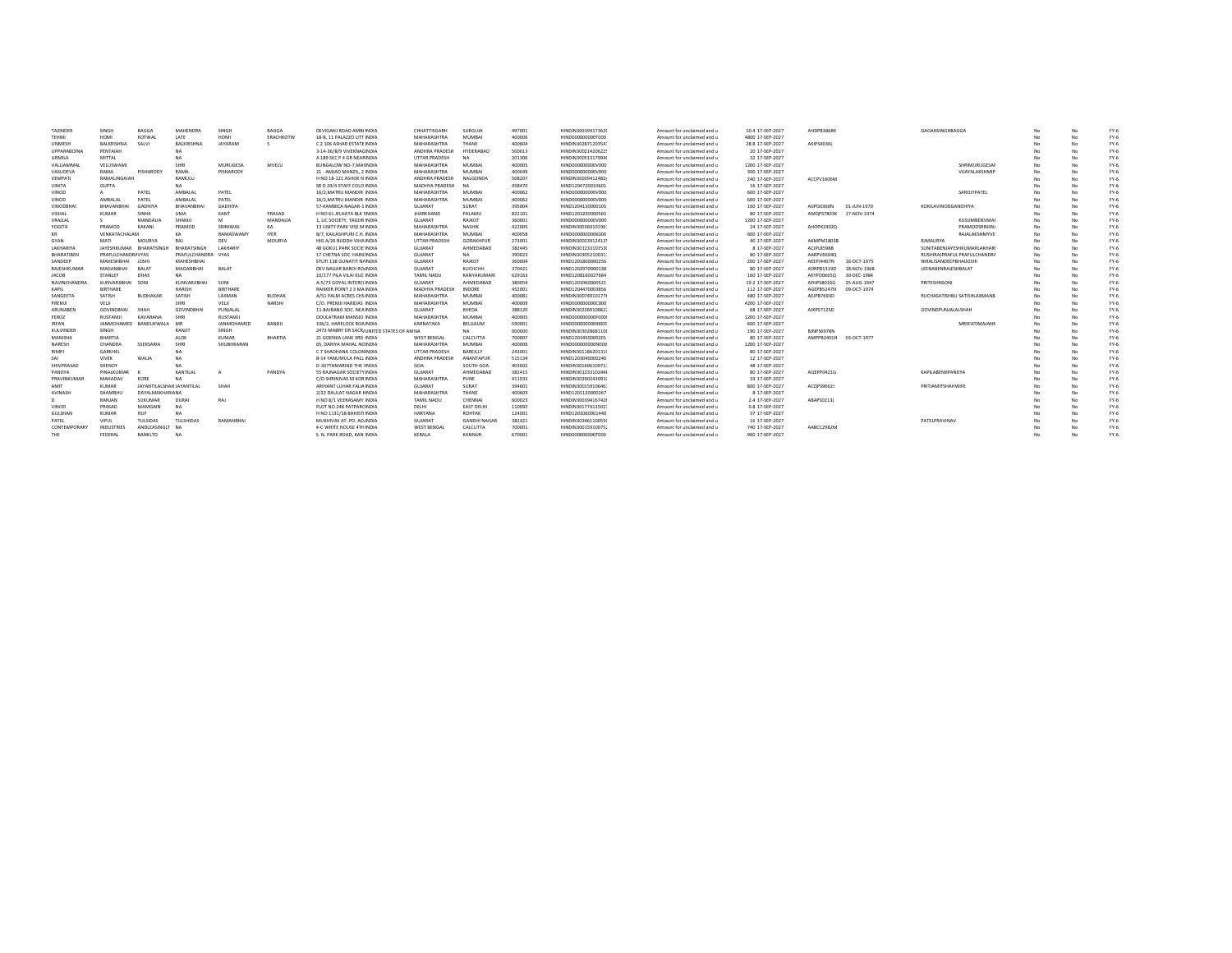| | | | | | | | | | | | | | | | | | | | | |
|---|---|---|---|---|---|---|---|---|---|---|---|---|---|---|---|---|---|---|---|---|
| TAZINDER | SINGH | BAGGA | MAHENDRA | SINGH | BAGGA | DEVIGANJ ROAD AMBI INDIA | CHHATTISGARH | SURGUJA | 497001 | HINDIN30039417362( | Amount for unclaimed and u | 10.4 | 17-SEP-2027 | AHDPB3868K | | GAGANSINGHBAGGA | | No | No | FY-6 |
| TEHMI | HOMI | KOTWAL | LATE | HOMI | ERACHKOTW | 18-B, 11 PALAZZO LITT INDIA | MAHARASHTRA | MUMBAI | 400006 | HIND000000000T000 | Amount for unclaimed and u | 4800 | 17-SEP-2027 | | | | | No | No | FY-6 |
| UNMESH | BALKRISHNA | SALVI | BALKRISHNA | JAYARAM | S | C 2 106 ASHAR ESTATE INDIA | MAHARASHTRA | THANE | 400604 | HINDIN30287120354: | Amount for unclaimed and u | 28.8 | 17-SEP-2027 | AKIPS4036L | | | | No | No | FY-6 |
| UPPARABOINA | PENTAIAH | | NA | | | 3-14-36/B/9 VIVEKNAGINDIA | ANDHRA PRADESH | HYDERABAD | 500013 | HINDIN30021420622! | Amount for unclaimed and u | 20 | 17-SEP-2027 | | | | | No | No | FY-6 |
| URMILA | MITTAL | | NA | | | A 189 SEC P 4 GR NEARINDIA | UTTAR PRADESH | NA | 201306 | HINDIN30051317994( | Amount for unclaimed and u | 32 | 17-SEP-2027 | | | | | No | No | FY-6 |
| VALLIAMMAL | VELUSWAMI | | SHRI | MURUGESA | MVELU | BUNGALOW NO-7,MAIINDIA | MAHARASHTRA | MUMBAI | 400005 | HIND000000000V000 | Amount for unclaimed and u | 1200 | 17-SEP-2027 | | | SHRIMURUGESAI | | No | No | FY-6 |
| VASUDEVA | RAMA | PISHARODY | RAMA | PISHARODY | | 21 - AMJAD MANZIL, 2 INDIA | MAHARASHTRA | MUMBAI | 400049 | HIND000000000V000 | Amount for unclaimed and u | 300 | 17-SEP-2027 | | | VIJAYALAKSHMIP | | No | No | FY-6 |
| VEMPATI | RAMALINGAIAH | | RAMULU | | | H NO 18-121 ASHOK N INDIA | ANDHRA PRADESH | NALGONDA | 508207 | HINDIN30039412482( | Amount for unclaimed and u | 240 | 17-SEP-2027 | ACCPV1606M | | | | No | No | FY-6 |
| VINITA | GUPTA | | NA | | | SR D 29/4 STAFF COLO INDIA | MADHYA PRADESH | NA | 458470 | HIND1204720010601 | Amount for unclaimed and u | 16 | 17-SEP-2027 | | | | | No | No | FY-6 |
| VINOD | A | PATEL | AMBALAL | PATEL | | 16/2,MATRU MANDIR INDIA | MAHARASHTRA | MUMBAI | 400062 | HIND000000000V000 | Amount for unclaimed and u | 600 | 17-SEP-2027 | | | SAROJYPATEL | | No | No | FY-6 |
| VINOD | AMBALAL | PATEL | AMBALAL | PATEL | | 16/2,MATRU MANDIR INDIA | MAHARASHTRA | MUMBAI | 400062 | HIND000000000V000 | Amount for unclaimed and u | 600 | 17-SEP-2027 | | | | | No | No | FY-6 |
| VINODBHAI | BHAVANBHAI | GADHIYA | BHAVANBHAI | GADHIYA | | 57-KAMBICA NAGAR-1 INDIA | GUJARAT | SURAT | 395004 | HIND1204150000105 | Amount for unclaimed and u | 160 | 17-SEP-2027 | AIJPG0360N | 01-JUN-1970 | KOKILAVINODGANDHIYA | | No | No | FY-6 |
| VISHAL | KUMAR | SINHA | UMA | KANT | PRASAD | H NO 61 JELHATA BLK INDIA | JHARKHAND | PALAMU | 822101 | HIND1203230000565 | Amount for unclaimed and u | 80 | 17-SEP-2027 | AMQPS7803K | 17-NOV-1974 | | | No | No | FY-6 |
| VRAJLAL | S | MANDAUA | SHAMJI | M | MANDAUA | 1, LIC SOCIETY, TAGOR INDIA | GUJARAT | RAJKOT | 360001 | HIND000000000V000 | Amount for unclaimed and u | 1200 | 17-SEP-2027 | | | KUSUMBENVMAI | | No | No | FY-6 |
| YOGITA | PRAMOD | KAKANI | PRAMOD | SRINIWAS | KA | 13 UNITY PARK VISE M INDIA | MAHARASHTRA | NASHIK | 422005 | HINDIN30036010196: | Amount for unclaimed and u | 24 | 17-SEP-2027 | AHOPK3302Q | | PRAMODSRINIWA | | No | No | FY-6 |
| KR | VENKATACHALAM | | KA | RAMASWAMY | IYER | B/7, KAILASHPURI C.H. INDIA | MAHARASHTRA | MUMBAI | 400058 | HIND000000000K000 | Amount for unclaimed and u | 600 | 17-SEP-2027 | | | RAJALAKSHMYVE | | No | No | FY-6 |
| GYAN | MATI | MOURYA | RAJ | DEV | MOURYA | HIG A/26 BUDDH VIHA INDIA | UTTAR PRADESH | GORAKHPUR | 273001 | HINDIN30023912412! | Amount for unclaimed and u | 40 | 17-SEP-2027 | AKMPM1803B | | RJMAURYA | | No | No | FY-6 |
| LAKHARIYA | JAYESHKUMAR | BHARATSINGH | BHARATSINGH | LAKHARIY | | 48 GOKUL PARK SOCIE INDIA | GUJARAT | AHMEDABAD | 382445 | HINDIN30123310153( | Amount for unclaimed and u | 8 | 17-SEP-2027 | ACJPL8598B | | SUNITABENJAYESHKUMARLAKHARI | | No | No | FY-6 |
| BHARATIBEN | PRAFULCHANDRAVYAS | | PRAFULCHANDRA | VYAS | | 17 CHETNA SOC. HARIIINDIA | GUJARAT | NA | 390023 | HINDIN30305210031: | Amount for unclaimed and u | 80 | 17-SEP-2027 | AARPV6604Q | | RUSHIRAJPRAFUL PRAFULCHANDRA | | No | No | FY-6 |
| SANDEEP | MAHESHBHAI | JOSHI | MAHESHBHAI | | | STUTI 13B GUNATIT N INDIA | GUJARAT | RAJKOT | 360004 | HIND1201800000256 | Amount for unclaimed and u | 200 | 17-SEP-2027 | AEEPJ4407N | 16-OCT-1975 | NIRALISANDEEPBHAIJOSHI | | No | No | FY-6 |
| RAJESHKUMAR | MAGANBHAI | BALAT | MAGANBHAI | BALAT | | DEV NAGAR BAROI RO INDIA | GUJARAT | KUCHCHH | 370421 | HIND1202970000138 | Amount for unclaimed and u | 80 | 17-SEP-2027 | ADRPB1319D | 18-NOV-1968 | LEENABENRAJESHBALAT | | No | No | FY-6 |
| JACOB | STANLEY | DHAS | NA | | | 10/177 PILA VILAI KUZ INDIA | TAMIL NADU | KANYAKUMARI | 629163 | HIND1208160027684 | Amount for unclaimed and u | 160 | 17-SEP-2027 | AKYPD0665Q | 30-DEC-1984 | | | No | No | FY-6 |
| NAVINCHANDRA | KUNVARJIBHAI | SONI | KUNVARJIBHAI | SONI | | A-5/73 GOYAL INTERCI INDIA | GUJARAT | AHMEDABAD | 380054 | HIND1201060000521 | Amount for unclaimed and u | 19.2 | 17-SEP-2027 | AFHPS8016G | 25-AUG-1947 | PRITESHNSONI | | No | No | FY-6 |
| KAPIL | BIRTHARE | | HARISH | BIRTHARE | | RANKER POINT 2 3 MA INDIA | MADHYA PRADESH | INDORE | 452001 | HIND1204470003856 | Amount for unclaimed and u | 112 | 17-SEP-2027 | AGEPB5247N | 09-OCT-1974 | | | No | No | FY-6 |
| SANGEETA | SATISH | BUDHAKAR | SATISH | LAXMAN | BUDHAK | A/51 PALM ACRES CHS INDIA | MAHARASHTRA | MUMBAI | 400081 | HINDIN30074910177( | Amount for unclaimed and u | 480 | 17-SEP-2027 | AEJPB7693D | | RUCHASATISHBU SATISHLAXMANB | | No | No | FY-6 |
| PREMJI | VELJI | | SHRI | VELJI | NARSHI | C/O. PREMJI HARIDAS INDIA | MAHARASHTRA | MUMBAI | 400009 | HIND000000000C000 | Amount for unclaimed and u | 4200 | 17-SEP-2027 | | | | | No | No | FY-6 |
| ARUNABEN | GOVINDBHAI | SHAH | GOVINDBHAI | PUNJALAL | | 11-BAJRANG SOC. NEA INDIA | GUJARAT | KHEDA | 388120 | HINDIN30226910062: | Amount for unclaimed and u | 68 | 17-SEP-2027 | AJKPS7125D | | GOVINDPUNJALALSHAH | | No | No | FY-6 |
| FEROZ | RUSTAMJI | KAVARANA | SHRI | RUSTAMJI | | DOULATRAM MANSIO INDIA | MAHARASHTRA | MUMBAI | 400005 | HIND000000000F000 | Amount for unclaimed and u | 1200 | 17-SEP-2027 | | | | | No | No | FY-6 |
| IRFAN | JANMOHAMED | BANDUKWALA | MR | JANMOHAMED | BANDU | 106/2, HARELOCK ROA INDIA | KARNATAKA | BELGAUM | 590001 | HIND000000000000C | Amount for unclaimed and u | 600 | 17-SEP-2027 | | | MRSFATIMAJANI | | No | No | FY-6 |
| KULVINDER | SINGH | | RANJIT | SINGH | | 2473 MABRY DR SACR UNITED STATES OF AMNA | | NA | 000000 | HINDIN30302868110( | Amount for unclaimed and u | 190 | 17-SEP-2027 | BJNPS6978N | | | | No | No | FY-6 |
| MANISHA | BHARTIA | | ALOK | KUMAR | BHARTIA | 21 GOENKA LANE 3RD INDIA | WEST BENGAL | CALCUTTA | 700007 | HIND1203450000201 | Amount for unclaimed and u | 80 | 17-SEP-2027 | AMPPB2401H | 03-OCT-1977 | | | No | No | FY-6 |
| NARESH | CHANDRA | SSEKSARIA | SHRI | SHUBHKARAN | | 65, DARIYA MAHAL NO INDIA | MAHARASHTRA | MUMBAI | 400006 | HIND000000000N000 | Amount for unclaimed and u | 1200 | 17-SEP-2027 | | | | | No | No | FY-6 |
| RIMPI | GARKHEL | | NA | | | C 7 SHADHANA COLONINDIA | UTTAR PRADESH | BAREILLY | 243001 | HINDIN30118620131! | Amount for unclaimed and u | 80 | 17-SEP-2027 | | | | | No | No | FY-6 |
| SAI | VIVEK | WALIA | NA | | | B-14 YANUMULA PALL INDIA | ANDHRA PRADESH | ANANTAPUR | 515134 | HIND1203040000240 | Amount for unclaimed and u | 12 | 17-SEP-2027 | | | | | No | No | FY-6 |
| SHIVPRASAD | SHENOY | | NA | | | D-307TAMARIND THE INDIA | GOA | SOUTH GOA | 403602 | HINDIN30169610971: | Amount for unclaimed and u | 48 | 17-SEP-2027 | | | | | No | No | FY-6 |
| PANDYA | PINALKUMAR | K | KANTILAL | A | PANDYA | 55 RAJNAGAR SOCIETY INDIA | GUJARAT | AHMEDABAD | 382415 | HINDIN30123310244( | Amount for unclaimed and u | 80 | 17-SEP-2027 | AQEPP0421G | | KAPILABENKPANDYA | | No | No | FY-6 |
| PRAVINKUMAR | MAHADAV | KORE | NA | | | C/O SHRINIVAS M KOR INDIA | MAHARASHTRA | PUNE | 411033 | HINDIN30290243091( | Amount for unclaimed and u | 19 | 17-SEP-2027 | | | | | No | No | FY-6 |
| AMIT | KUMAR | JAYANTILALSHAH JAYANTILAL | | SHAH | | ARIHANT LUHAR FALIA INDIA | GUJARAT | SURAT | 394601 | HINDIN30015910646: | Amount for unclaimed and u | 800 | 17-SEP-2027 | ACQPS9662J | | PRITIAMITSHAHWIFE | | No | No | FY-6 |
| AVINASH | SHAMBHU | DAYALMAKHARIANA | | | | 2/22 DAULAT NAGAR I INDIA | MAHARASHTRA | THANE | 400603 | HIND1201120000267 | Amount for unclaimed and u | 8 | 17-SEP-2027 | | | | | No | No | FY-6 |
| D | RANJAN | SUKUMAR | DURAI | RAJ | | H NO 8/1 VEERASAMY INDIA | TAMIL NADU | CHENNAI | 600023 | HINDIN30039416742( | Amount for unclaimed and u | 2.4 | 17-SEP-2027 | ABAPS0213J | | | | No | No | FY-6 |
| VINOD | PRASAD | MAMGAIN | NA | | | PLOT NO 248 PATPARG INDIA | DELHI | EAST DELHI | 110092 | HINDIN30177413502: | Amount for unclaimed and u | 0.8 | 17-SEP-2027 | | | | | No | No | FY-6 |
| GULSHAN | KUMAR | HUF | NA | | | H NO 1131/18 BAHISTI INDIA | HARYANA | ROHTAK | 124001 | HIND1201060001440 | Amount for unclaimed and u | 37 | 17-SEP-2027 | | | | | No | No | FY-6 |
| PATEL | VIPUL | TULSIDAS | TULSHIDAS | RAMANBHAI | | MUKHIVAS AT. PO. AD INDIA | GUJARAT | GANDHI NAGAR | 382421 | HINDIN30246110055( | Amount for unclaimed and u | 16 | 17-SEP-2027 | | | PATELPRAVINAV | | No | No | FY-6 |
| CONTEMPORARY | INDUSTRIES | ANDLEASINGLT | NA | | | 4-C WHITE HOUSE 4TH INDIA | WEST BENGAL | CALCUTTA | 700001 | HINDIN30015910075: | Amount for unclaimed and u | 740 | 17-SEP-2027 | AABCC2982M | | | | No | No | FY-6 |
| THE | FEDERAL | BANKLTD | NA | | | S. N. PARK ROAD, KAN INDIA | KERALA | KANNUR | 670001 | HIND000000000T000 | Amount for unclaimed and u | 960 | 17-SEP-2027 | | | | | No | No | FY-6 |